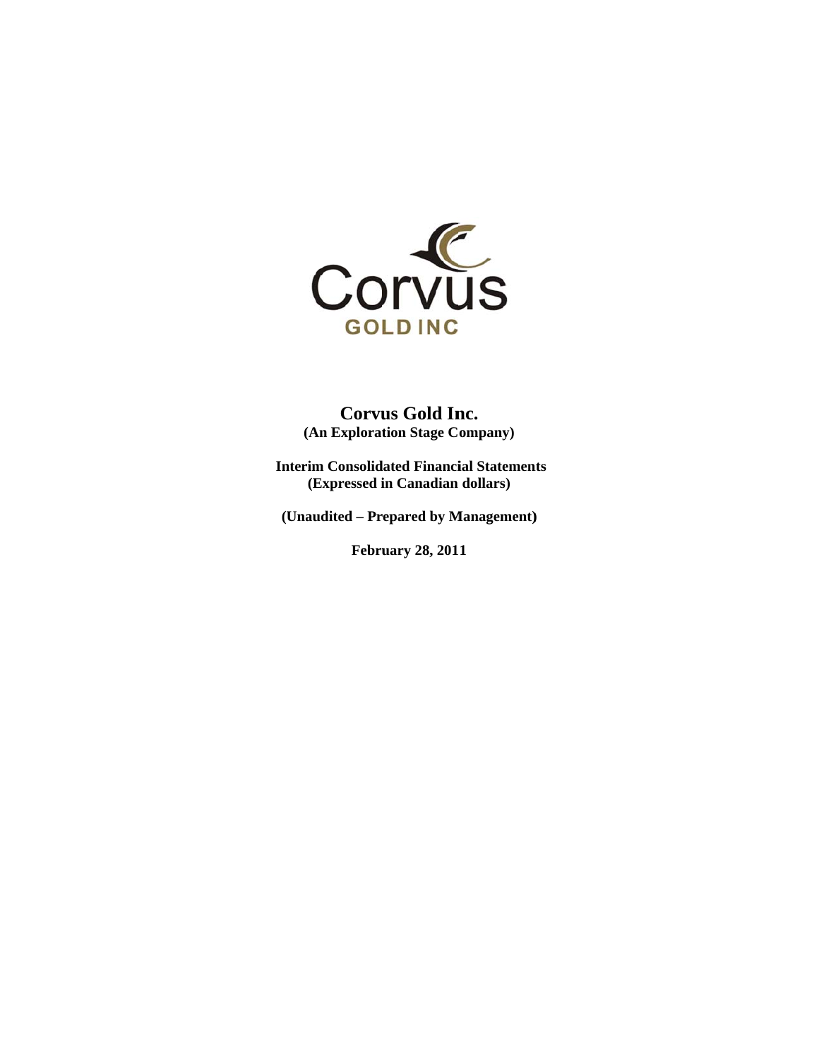# Corvus Gold Inc.

**(An Exploration Stage Company)**

**Interim Consolidated Financial Statements**
**(Expressed in Canadian dollars)**

**(Unaudited – Prepared by Management)**

**February 28, 2011**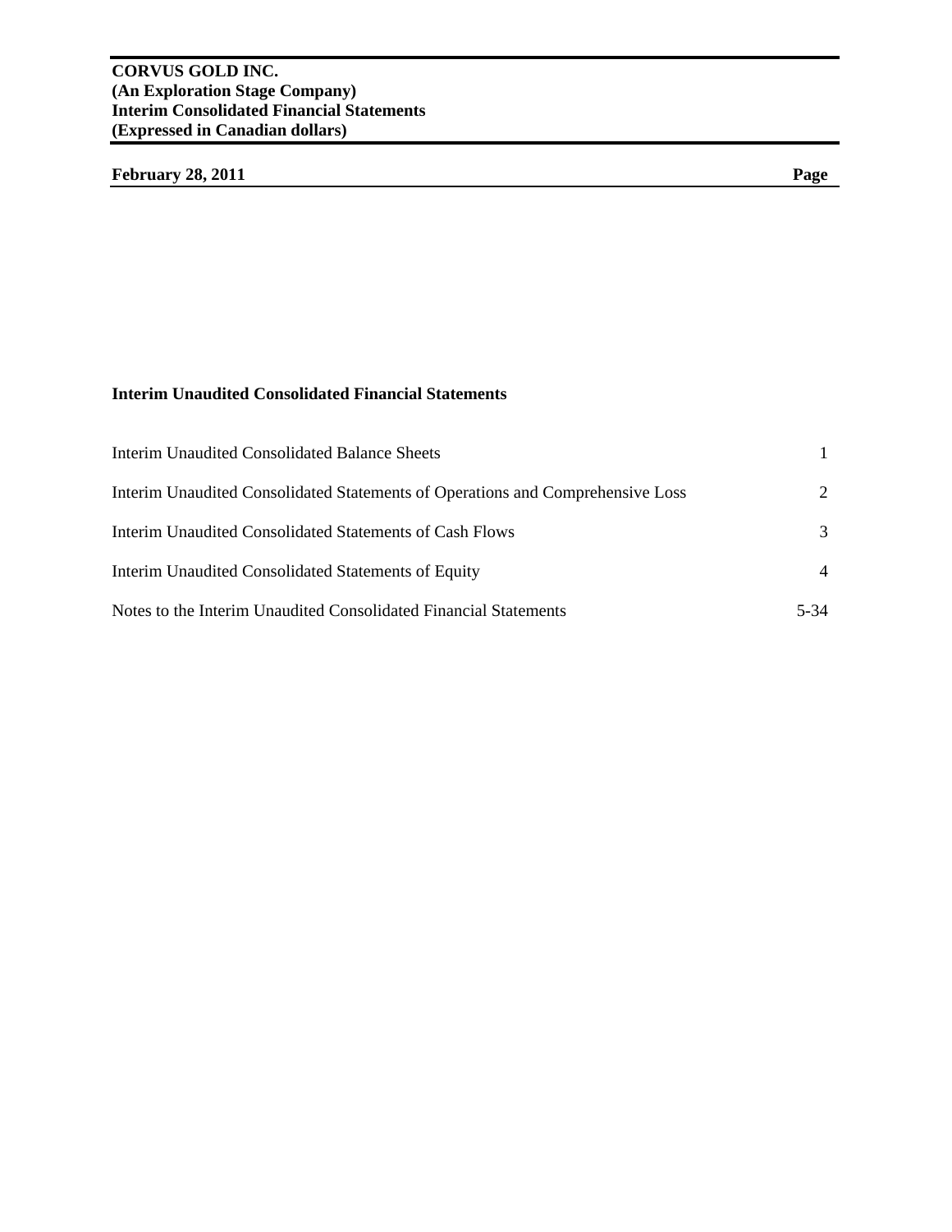**CORVUS GOLD INC.**
**(An Exploration Stage Company)**
**Interim Consolidated Financial Statements**
**(Expressed in Canadian dollars)**

| **February 28, 2011** | **Page** |
|---|---|

**Interim Unaudited Consolidated Financial Statements**

| | |
|---|---|
| Interim Unaudited Consolidated Balance Sheets | 1 |
| Interim Unaudited Consolidated Statements of Operations and Comprehensive Loss | 2 |
| Interim Unaudited Consolidated Statements of Cash Flows | 3 |
| Interim Unaudited Consolidated Statements of Equity | 4 |
| Notes to the Interim Unaudited Consolidated Financial Statements | 5-34 |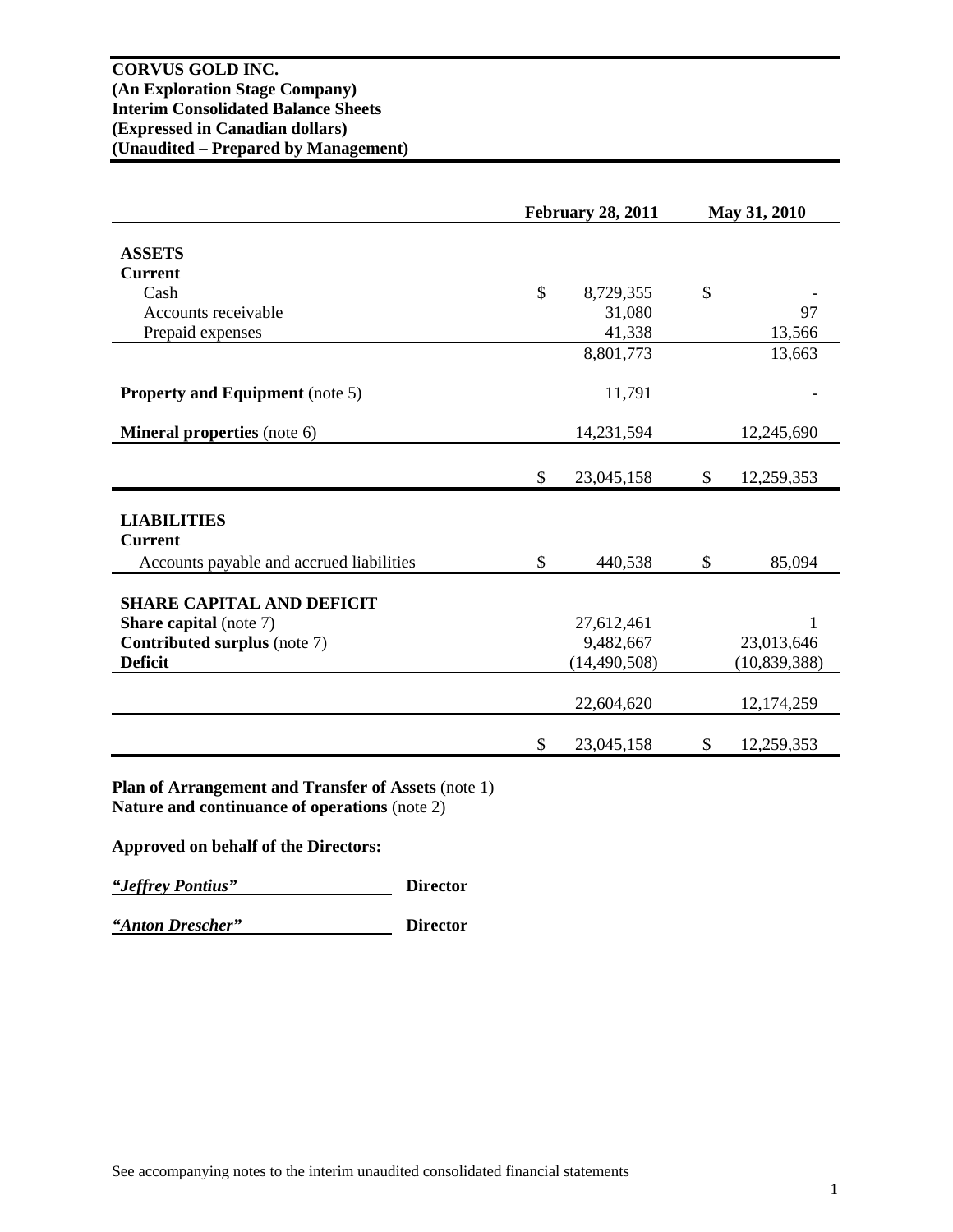**CORVUS GOLD INC.**
**(An Exploration Stage Company)**
**Interim Consolidated Balance Sheets**
**(Expressed in Canadian dollars)**
**(Unaudited – Prepared by Management)**

| | February 28, 2011 | May 31, 2010 |
|---|---|---|
| **ASSETS** | | |
| **Current** | | |
| Cash | $ 8,729,355 | $ - |
| Accounts receivable | 31,080 | 97 |
| Prepaid expenses | 41,338 | 13,566 |
| | 8,801,773 | 13,663 |
| **Property and Equipment** (note 5) | 11,791 | - |
| **Mineral properties** (note 6) | 14,231,594 | 12,245,690 |
| | $ 23,045,158 | $ 12,259,353 |
| **LIABILITIES** | | |
| **Current** | | |
| Accounts payable and accrued liabilities | $ 440,538 | $ 85,094 |
| **SHARE CAPITAL AND DEFICIT** | | |
| **Share capital** (note 7) | 27,612,461 | 1 |
| **Contributed surplus** (note 7) | 9,482,667 | 23,013,646 |
| **Deficit** | (14,490,508) | (10,839,388) |
| | 22,604,620 | 12,174,259 |
| | $ 23,045,158 | $ 12,259,353 |

**Plan of Arrangement and Transfer of Assets** (note 1)
**Nature and continuance of operations** (note 2)

**Approved on behalf of the Directors:**

*"Jeffrey Pontius"* **Director**

*"Anton Drescher"* **Director**

See accompanying notes to the interim unaudited consolidated financial statements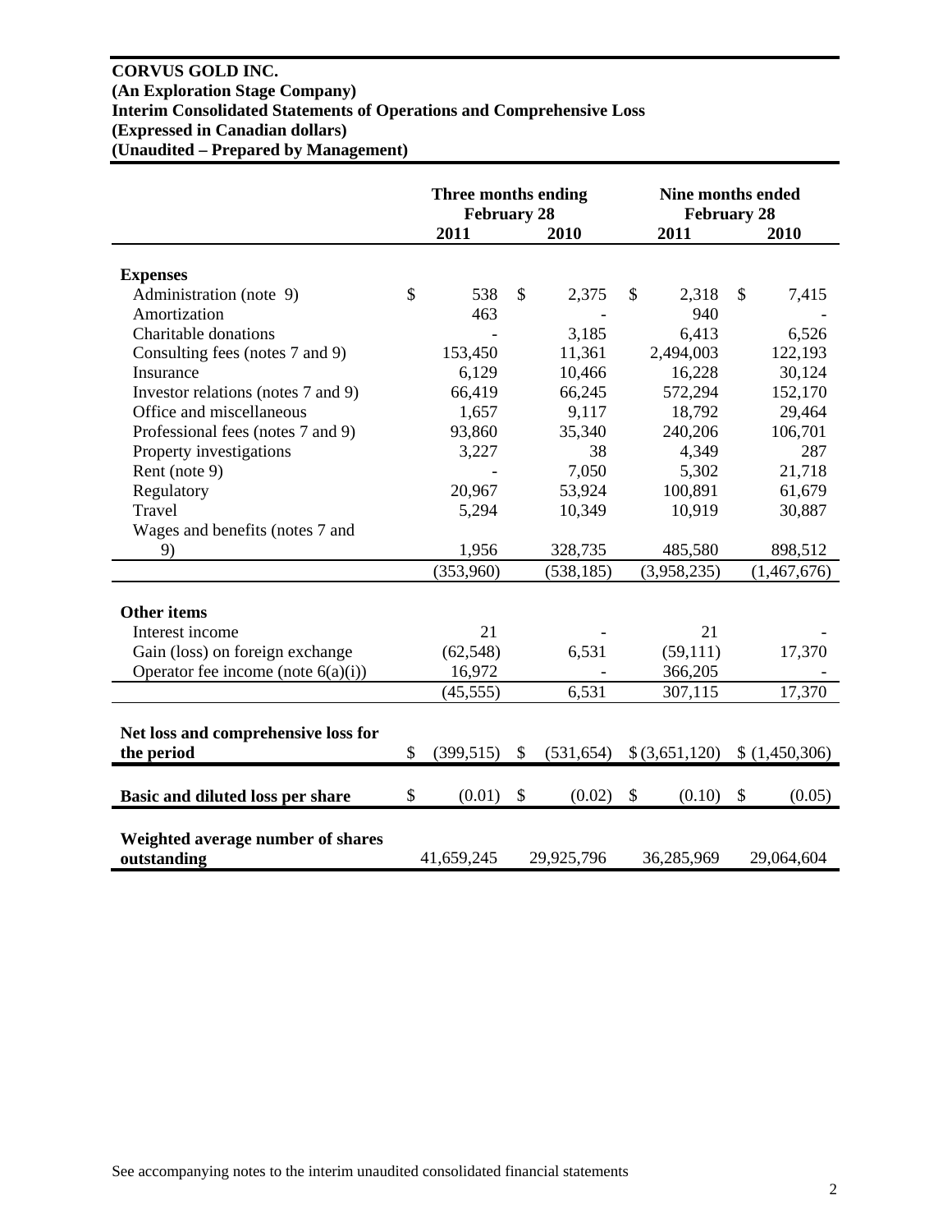**CORVUS GOLD INC.**
**(An Exploration Stage Company)**
**Interim Consolidated Statements of Operations and Comprehensive Loss**
**(Expressed in Canadian dollars)**
**(Unaudited – Prepared by Management)**

| | Three months ending February 28 | | Nine months ended February 28 | |
|---|---|---|---|---|
| | **2011** | **2010** | **2011** | **2010** |
| **Expenses** | | | | |
| Administration (note 9) | $ 538 | $ 2,375 | $ 2,318 | $ 7,415 |
| Amortization | 463 | - | 940 | - |
| Charitable donations | - | 3,185 | 6,413 | 6,526 |
| Consulting fees (notes 7 and 9) | 153,450 | 11,361 | 2,494,003 | 122,193 |
| Insurance | 6,129 | 10,466 | 16,228 | 30,124 |
| Investor relations (notes 7 and 9) | 66,419 | 66,245 | 572,294 | 152,170 |
| Office and miscellaneous | 1,657 | 9,117 | 18,792 | 29,464 |
| Professional fees (notes 7 and 9) | 93,860 | 35,340 | 240,206 | 106,701 |
| Property investigations | 3,227 | 38 | 4,349 | 287 |
| Rent (note 9) | - | 7,050 | 5,302 | 21,718 |
| Regulatory | 20,967 | 53,924 | 100,891 | 61,679 |
| Travel | 5,294 | 10,349 | 10,919 | 30,887 |
| Wages and benefits (notes 7 and 9) | 1,956 | 328,735 | 485,580 | 898,512 |
| | (353,960) | (538,185) | (3,958,235) | (1,467,676) |
| **Other items** | | | | |
| Interest income | 21 | - | 21 | - |
| Gain (loss) on foreign exchange | (62,548) | 6,531 | (59,111) | 17,370 |
| Operator fee income (note 6(a)(i)) | 16,972 | - | 366,205 | - |
| | (45,555) | 6,531 | 307,115 | 17,370 |
| **Net loss and comprehensive loss for the period** | $ (399,515) | $ (531,654) | $ (3,651,120) | $ (1,450,306) |
| **Basic and diluted loss per share** | $ (0.01) | $ (0.02) | $ (0.10) | $ (0.05) |
| **Weighted average number of shares outstanding** | 41,659,245 | 29,925,796 | 36,285,969 | 29,064,604 |

See accompanying notes to the interim unaudited consolidated financial statements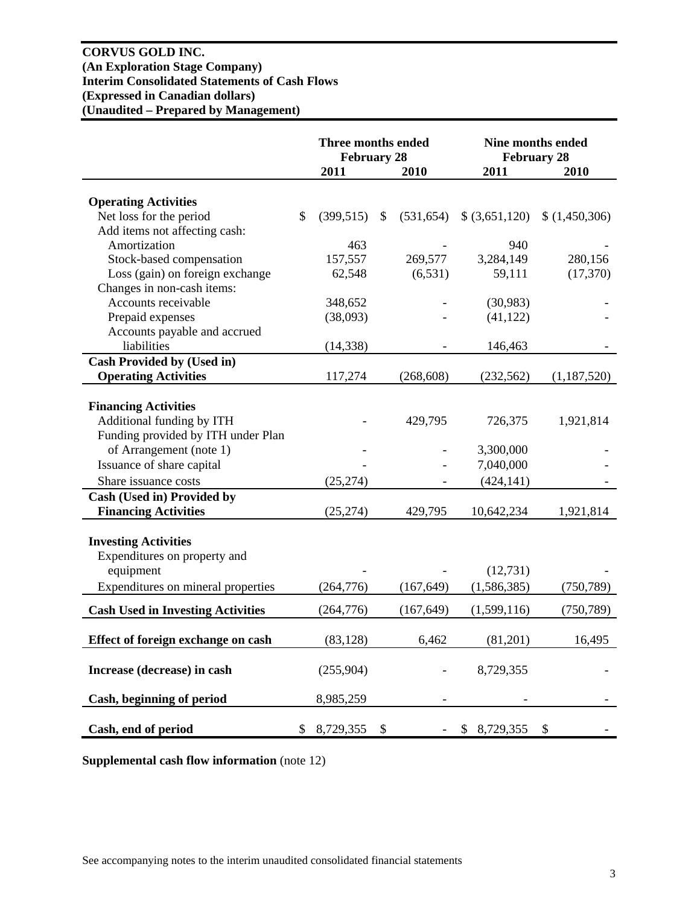**CORVUS GOLD INC.**
**(An Exploration Stage Company)**
**Interim Consolidated Statements of Cash Flows**
**(Expressed in Canadian dollars)**
**(Unaudited – Prepared by Management)**

| | Three months ended February 28 | | Nine months ended February 28 | |
|---|---|---|---|---|
| | **2011** | **2010** | **2011** | **2010** |
| **Operating Activities** | | | | |
| Net loss for the period | $ (399,515) | $ (531,654) | $ (3,651,120) | $ (1,450,306) |
| Add items not affecting cash: | | | | |
| Amortization | 463 | - | 940 | - |
| Stock-based compensation | 157,557 | 269,577 | 3,284,149 | 280,156 |
| Loss (gain) on foreign exchange | 62,548 | (6,531) | 59,111 | (17,370) |
| Changes in non-cash items: | | | | |
| Accounts receivable | 348,652 | - | (30,983) | - |
| Prepaid expenses | (38,093) | - | (41,122) | - |
| Accounts payable and accrued liabilities | (14,338) | - | 146,463 | - |
| **Cash Provided by (Used in) Operating Activities** | 117,274 | (268,608) | (232,562) | (1,187,520) |
| **Financing Activities** | | | | |
| Additional funding by ITH | - | 429,795 | 726,375 | 1,921,814 |
| Funding provided by ITH under Plan of Arrangement (note 1) | - | - | 3,300,000 | - |
| Issuance of share capital | - | - | 7,040,000 | - |
| Share issuance costs | (25,274) | - | (424,141) | - |
| **Cash (Used in) Provided by Financing Activities** | (25,274) | 429,795 | 10,642,234 | 1,921,814 |
| **Investing Activities** | | | | |
| Expenditures on property and equipment | - | - | (12,731) | - |
| Expenditures on mineral properties | (264,776) | (167,649) | (1,586,385) | (750,789) |
| **Cash Used in Investing Activities** | (264,776) | (167,649) | (1,599,116) | (750,789) |
| **Effect of foreign exchange on cash** | (83,128) | 6,462 | (81,201) | 16,495 |
| **Increase (decrease) in cash** | (255,904) | - | 8,729,355 | - |
| **Cash, beginning of period** | 8,985,259 | - | - | - |
| **Cash, end of period** | $ 8,729,355 | $ - | $ 8,729,355 | $ - |

**Supplemental cash flow information** (note 12)

See accompanying notes to the interim unaudited consolidated financial statements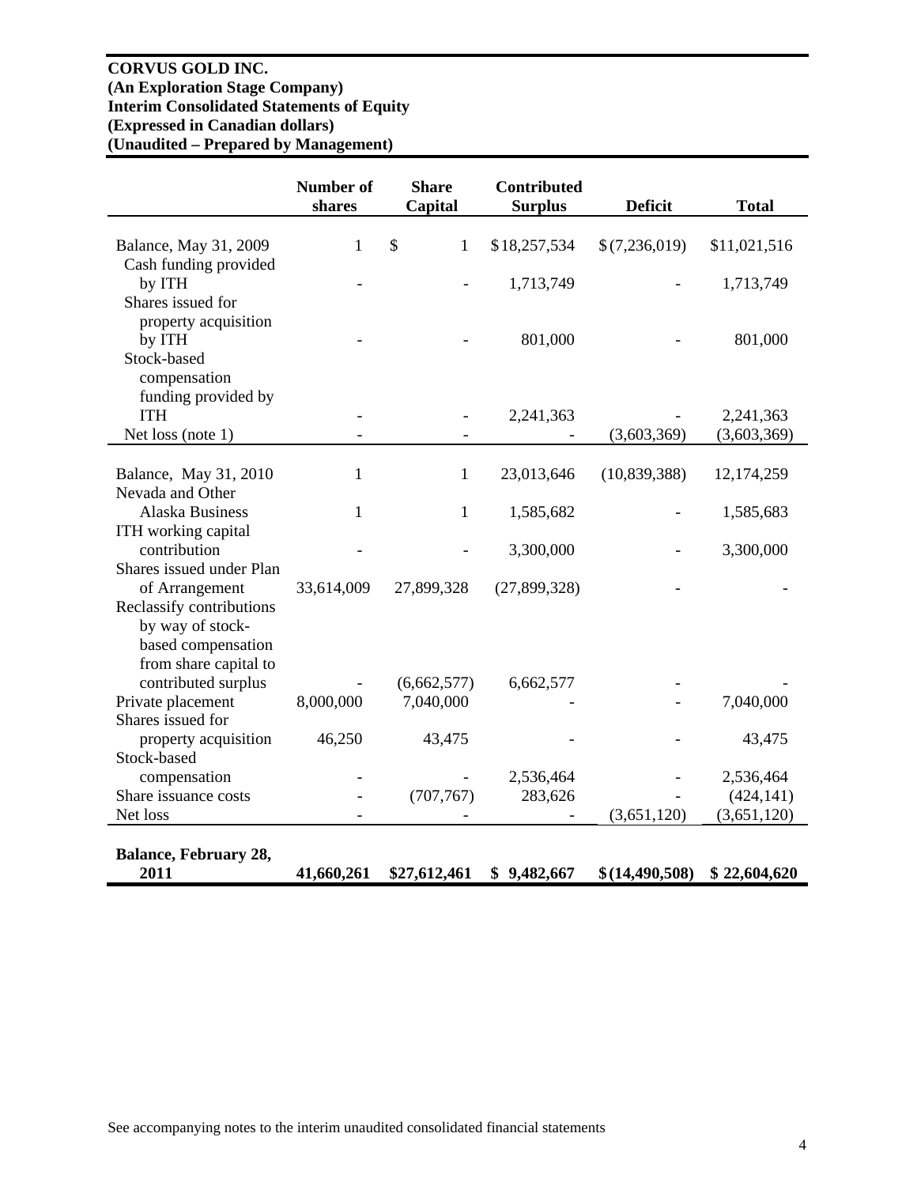**CORVUS GOLD INC.**
**(An Exploration Stage Company)**
**Interim Consolidated Statements of Equity**
**(Expressed in Canadian dollars)**
**(Unaudited – Prepared by Management)**

| | Number of shares | Share Capital | Contributed Surplus | Deficit | Total |
|---|---|---|---|---|---|
| Balance, May 31, 2009 | 1 | $ 1 | $18,257,534 | $(7,236,019) | $11,021,516 |
| Cash funding provided by ITH | - | - | 1,713,749 | - | 1,713,749 |
| Shares issued for property acquisition by ITH | - | - | 801,000 | - | 801,000 |
| Stock-based compensation funding provided by ITH | - | - | 2,241,363 | - | 2,241,363 |
| Net loss (note 1) | - | - | - | (3,603,369) | (3,603,369) |
| Balance, May 31, 2010 | 1 | 1 | 23,013,646 | (10,839,388) | 12,174,259 |
| Nevada and Other Alaska Business | 1 | 1 | 1,585,682 | - | 1,585,683 |
| ITH working capital contribution | - | - | 3,300,000 | - | 3,300,000 |
| Shares issued under Plan of Arrangement | 33,614,009 | 27,899,328 | (27,899,328) | - | - |
| Reclassify contributions by way of stock-based compensation from share capital to contributed surplus | - | (6,662,577) | 6,662,577 | - | - |
| Private placement | 8,000,000 | 7,040,000 | - | - | 7,040,000 |
| Shares issued for property acquisition | 46,250 | 43,475 | - | - | 43,475 |
| Stock-based compensation | - | - | 2,536,464 | - | 2,536,464 |
| Share issuance costs | - | (707,767) | 283,626 | - | (424,141) |
| Net loss | - | - | - | (3,651,120) | (3,651,120) |
| **Balance, February 28, 2011** | **41,660,261** | **$27,612,461** | **$ 9,482,667** | **$(14,490,508)** | **$ 22,604,620** |

See accompanying notes to the interim unaudited consolidated financial statements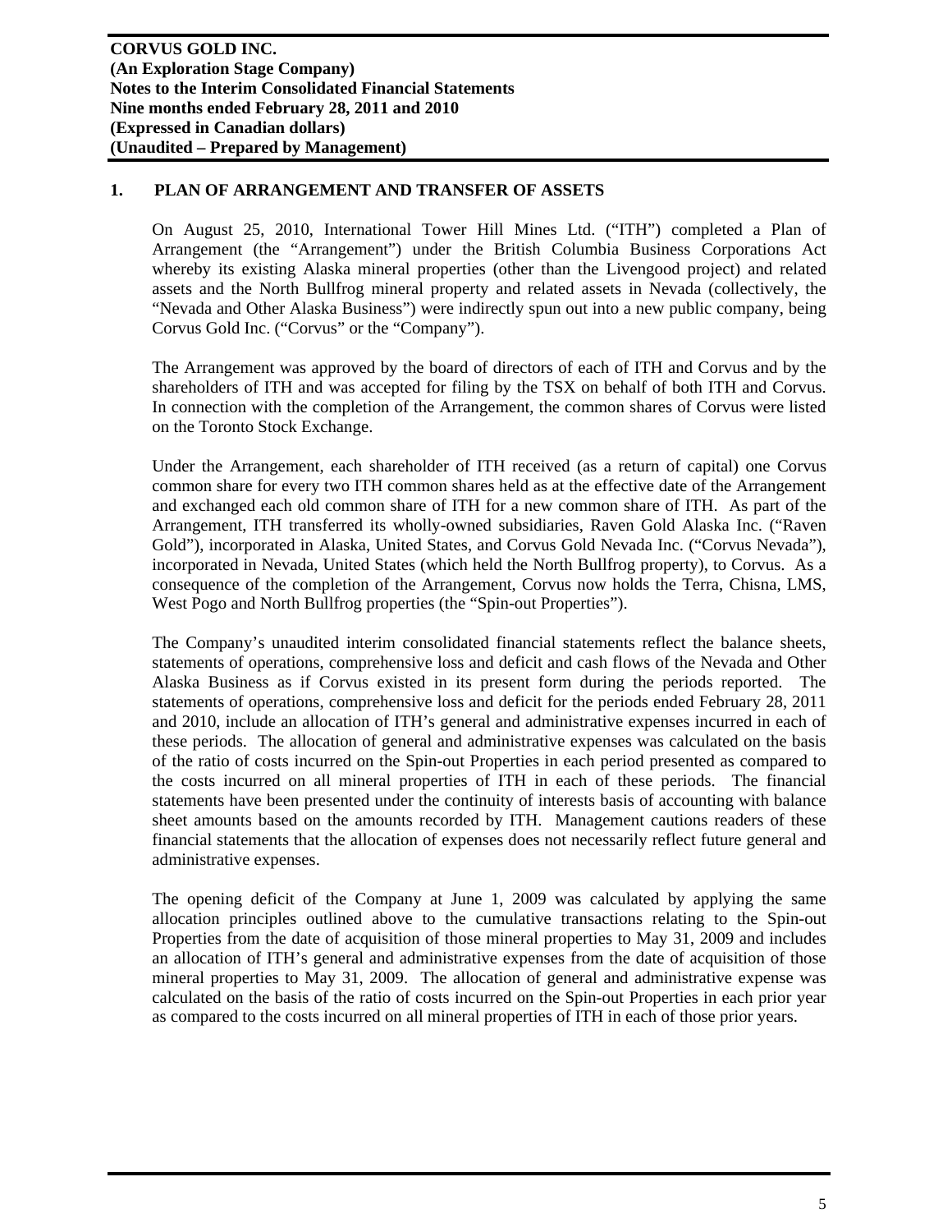**CORVUS GOLD INC.**
**(An Exploration Stage Company)**
**Notes to the Interim Consolidated Financial Statements**
**Nine months ended February 28, 2011 and 2010**
**(Expressed in Canadian dollars)**
**(Unaudited – Prepared by Management)**

## 1. PLAN OF ARRANGEMENT AND TRANSFER OF ASSETS

On August 25, 2010, International Tower Hill Mines Ltd. ("ITH") completed a Plan of Arrangement (the "Arrangement") under the British Columbia Business Corporations Act whereby its existing Alaska mineral properties (other than the Livengood project) and related assets and the North Bullfrog mineral property and related assets in Nevada (collectively, the "Nevada and Other Alaska Business") were indirectly spun out into a new public company, being Corvus Gold Inc. ("Corvus" or the "Company").

The Arrangement was approved by the board of directors of each of ITH and Corvus and by the shareholders of ITH and was accepted for filing by the TSX on behalf of both ITH and Corvus. In connection with the completion of the Arrangement, the common shares of Corvus were listed on the Toronto Stock Exchange.

Under the Arrangement, each shareholder of ITH received (as a return of capital) one Corvus common share for every two ITH common shares held as at the effective date of the Arrangement and exchanged each old common share of ITH for a new common share of ITH. As part of the Arrangement, ITH transferred its wholly-owned subsidiaries, Raven Gold Alaska Inc. ("Raven Gold"), incorporated in Alaska, United States, and Corvus Gold Nevada Inc. ("Corvus Nevada"), incorporated in Nevada, United States (which held the North Bullfrog property), to Corvus. As a consequence of the completion of the Arrangement, Corvus now holds the Terra, Chisna, LMS, West Pogo and North Bullfrog properties (the "Spin-out Properties").

The Company's unaudited interim consolidated financial statements reflect the balance sheets, statements of operations, comprehensive loss and deficit and cash flows of the Nevada and Other Alaska Business as if Corvus existed in its present form during the periods reported. The statements of operations, comprehensive loss and deficit for the periods ended February 28, 2011 and 2010, include an allocation of ITH's general and administrative expenses incurred in each of these periods. The allocation of general and administrative expenses was calculated on the basis of the ratio of costs incurred on the Spin-out Properties in each period presented as compared to the costs incurred on all mineral properties of ITH in each of these periods. The financial statements have been presented under the continuity of interests basis of accounting with balance sheet amounts based on the amounts recorded by ITH. Management cautions readers of these financial statements that the allocation of expenses does not necessarily reflect future general and administrative expenses.

The opening deficit of the Company at June 1, 2009 was calculated by applying the same allocation principles outlined above to the cumulative transactions relating to the Spin-out Properties from the date of acquisition of those mineral properties to May 31, 2009 and includes an allocation of ITH's general and administrative expenses from the date of acquisition of those mineral properties to May 31, 2009. The allocation of general and administrative expense was calculated on the basis of the ratio of costs incurred on the Spin-out Properties in each prior year as compared to the costs incurred on all mineral properties of ITH in each of those prior years.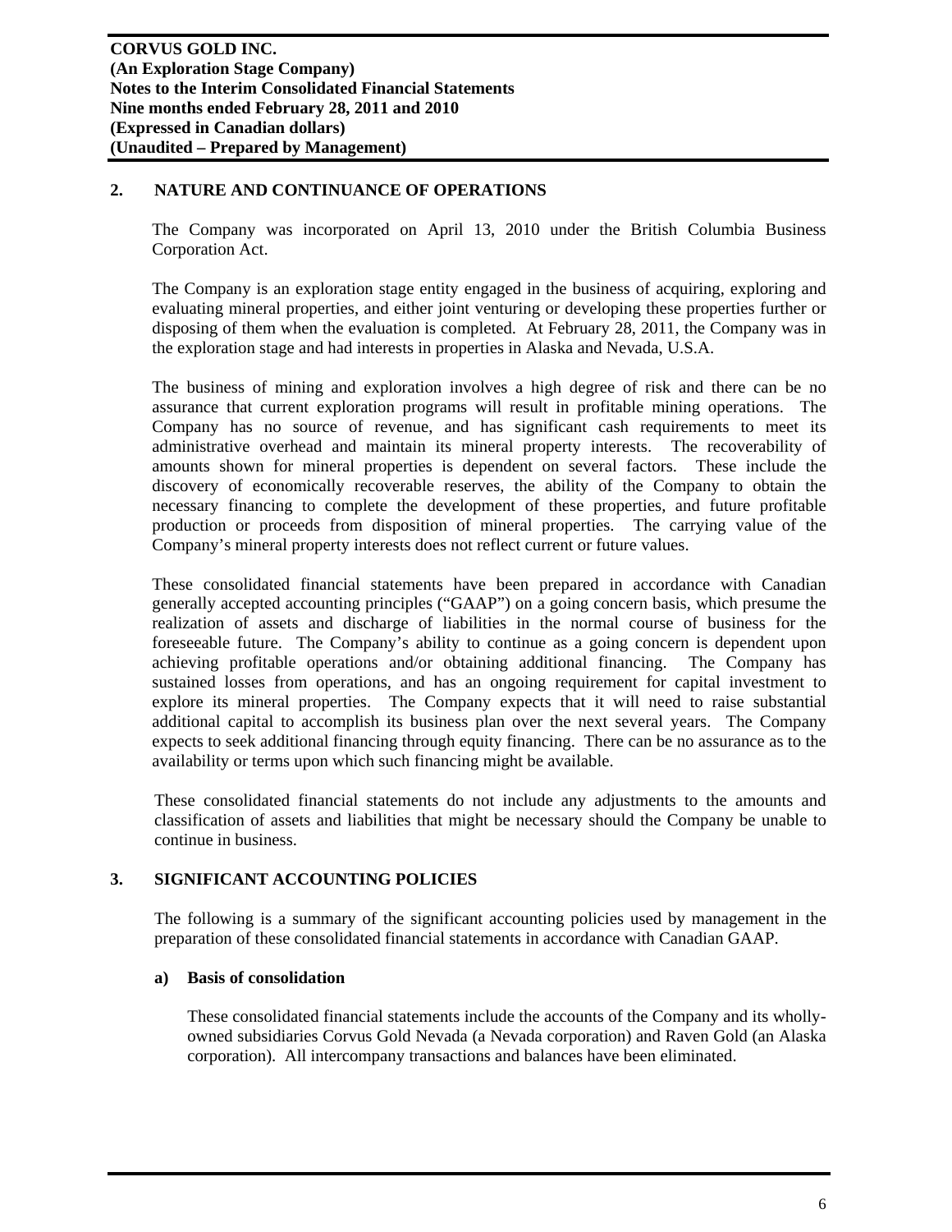## 2. NATURE AND CONTINUANCE OF OPERATIONS

The Company was incorporated on April 13, 2010 under the British Columbia Business Corporation Act.

The Company is an exploration stage entity engaged in the business of acquiring, exploring and evaluating mineral properties, and either joint venturing or developing these properties further or disposing of them when the evaluation is completed. At February 28, 2011, the Company was in the exploration stage and had interests in properties in Alaska and Nevada, U.S.A.

The business of mining and exploration involves a high degree of risk and there can be no assurance that current exploration programs will result in profitable mining operations. The Company has no source of revenue, and has significant cash requirements to meet its administrative overhead and maintain its mineral property interests. The recoverability of amounts shown for mineral properties is dependent on several factors. These include the discovery of economically recoverable reserves, the ability of the Company to obtain the necessary financing to complete the development of these properties, and future profitable production or proceeds from disposition of mineral properties. The carrying value of the Company's mineral property interests does not reflect current or future values.

These consolidated financial statements have been prepared in accordance with Canadian generally accepted accounting principles ("GAAP") on a going concern basis, which presume the realization of assets and discharge of liabilities in the normal course of business for the foreseeable future. The Company's ability to continue as a going concern is dependent upon achieving profitable operations and/or obtaining additional financing. The Company has sustained losses from operations, and has an ongoing requirement for capital investment to explore its mineral properties. The Company expects that it will need to raise substantial additional capital to accomplish its business plan over the next several years. The Company expects to seek additional financing through equity financing. There can be no assurance as to the availability or terms upon which such financing might be available.

These consolidated financial statements do not include any adjustments to the amounts and classification of assets and liabilities that might be necessary should the Company be unable to continue in business.

## 3. SIGNIFICANT ACCOUNTING POLICIES

The following is a summary of the significant accounting policies used by management in the preparation of these consolidated financial statements in accordance with Canadian GAAP.

### a) Basis of consolidation

These consolidated financial statements include the accounts of the Company and its wholly-owned subsidiaries Corvus Gold Nevada (a Nevada corporation) and Raven Gold (an Alaska corporation). All intercompany transactions and balances have been eliminated.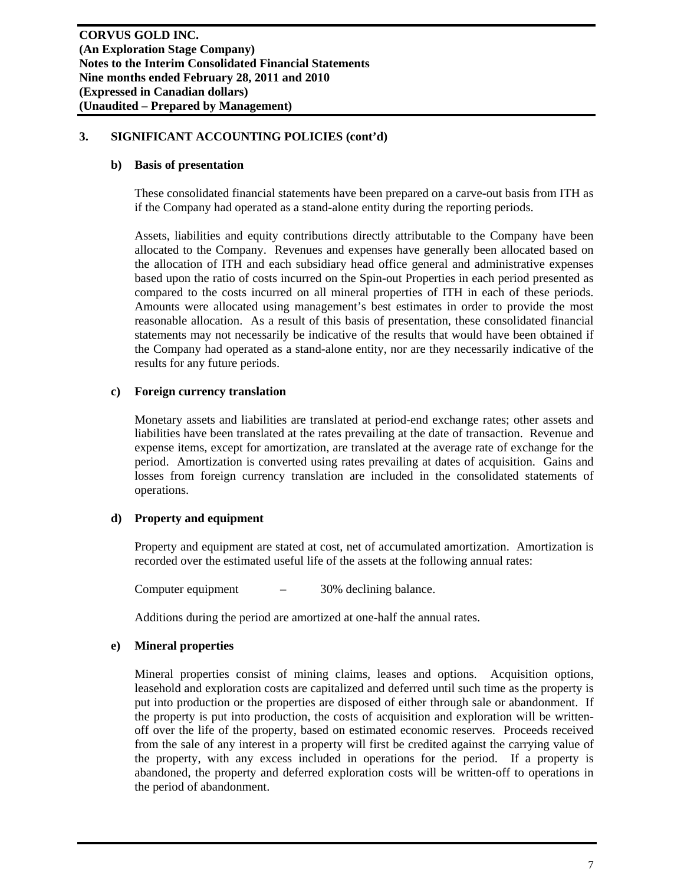## 3. SIGNIFICANT ACCOUNTING POLICIES (cont'd)

### b) Basis of presentation

These consolidated financial statements have been prepared on a carve-out basis from ITH as if the Company had operated as a stand-alone entity during the reporting periods.

Assets, liabilities and equity contributions directly attributable to the Company have been allocated to the Company. Revenues and expenses have generally been allocated based on the allocation of ITH and each subsidiary head office general and administrative expenses based upon the ratio of costs incurred on the Spin-out Properties in each period presented as compared to the costs incurred on all mineral properties of ITH in each of these periods. Amounts were allocated using management's best estimates in order to provide the most reasonable allocation. As a result of this basis of presentation, these consolidated financial statements may not necessarily be indicative of the results that would have been obtained if the Company had operated as a stand-alone entity, nor are they necessarily indicative of the results for any future periods.

### c) Foreign currency translation

Monetary assets and liabilities are translated at period-end exchange rates; other assets and liabilities have been translated at the rates prevailing at the date of transaction. Revenue and expense items, except for amortization, are translated at the average rate of exchange for the period. Amortization is converted using rates prevailing at dates of acquisition. Gains and losses from foreign currency translation are included in the consolidated statements of operations.

### d) Property and equipment

Property and equipment are stated at cost, net of accumulated amortization. Amortization is recorded over the estimated useful life of the assets at the following annual rates:

Computer equipment – 30% declining balance.

Additions during the period are amortized at one-half the annual rates.

### e) Mineral properties

Mineral properties consist of mining claims, leases and options. Acquisition options, leasehold and exploration costs are capitalized and deferred until such time as the property is put into production or the properties are disposed of either through sale or abandonment. If the property is put into production, the costs of acquisition and exploration will be written-off over the life of the property, based on estimated economic reserves. Proceeds received from the sale of any interest in a property will first be credited against the carrying value of the property, with any excess included in operations for the period. If a property is abandoned, the property and deferred exploration costs will be written-off to operations in the period of abandonment.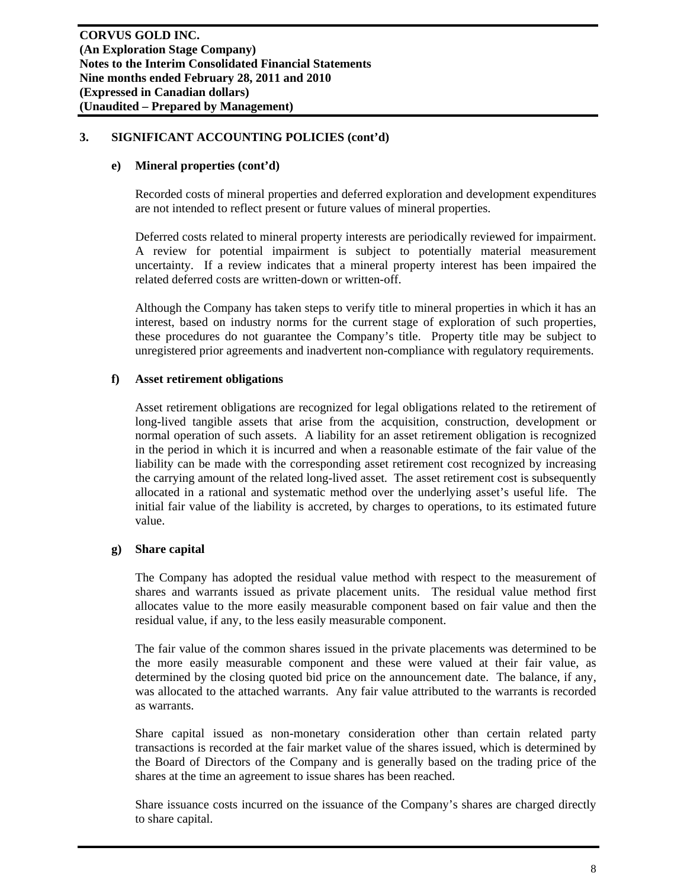## 3. SIGNIFICANT ACCOUNTING POLICIES (cont'd)

### e) Mineral properties (cont'd)

Recorded costs of mineral properties and deferred exploration and development expenditures are not intended to reflect present or future values of mineral properties.

Deferred costs related to mineral property interests are periodically reviewed for impairment. A review for potential impairment is subject to potentially material measurement uncertainty. If a review indicates that a mineral property interest has been impaired the related deferred costs are written-down or written-off.

Although the Company has taken steps to verify title to mineral properties in which it has an interest, based on industry norms for the current stage of exploration of such properties, these procedures do not guarantee the Company's title. Property title may be subject to unregistered prior agreements and inadvertent non-compliance with regulatory requirements.

### f) Asset retirement obligations

Asset retirement obligations are recognized for legal obligations related to the retirement of long-lived tangible assets that arise from the acquisition, construction, development or normal operation of such assets. A liability for an asset retirement obligation is recognized in the period in which it is incurred and when a reasonable estimate of the fair value of the liability can be made with the corresponding asset retirement cost recognized by increasing the carrying amount of the related long-lived asset. The asset retirement cost is subsequently allocated in a rational and systematic method over the underlying asset's useful life. The initial fair value of the liability is accreted, by charges to operations, to its estimated future value.

### g) Share capital

The Company has adopted the residual value method with respect to the measurement of shares and warrants issued as private placement units. The residual value method first allocates value to the more easily measurable component based on fair value and then the residual value, if any, to the less easily measurable component.

The fair value of the common shares issued in the private placements was determined to be the more easily measurable component and these were valued at their fair value, as determined by the closing quoted bid price on the announcement date. The balance, if any, was allocated to the attached warrants. Any fair value attributed to the warrants is recorded as warrants.

Share capital issued as non-monetary consideration other than certain related party transactions is recorded at the fair market value of the shares issued, which is determined by the Board of Directors of the Company and is generally based on the trading price of the shares at the time an agreement to issue shares has been reached.

Share issuance costs incurred on the issuance of the Company's shares are charged directly to share capital.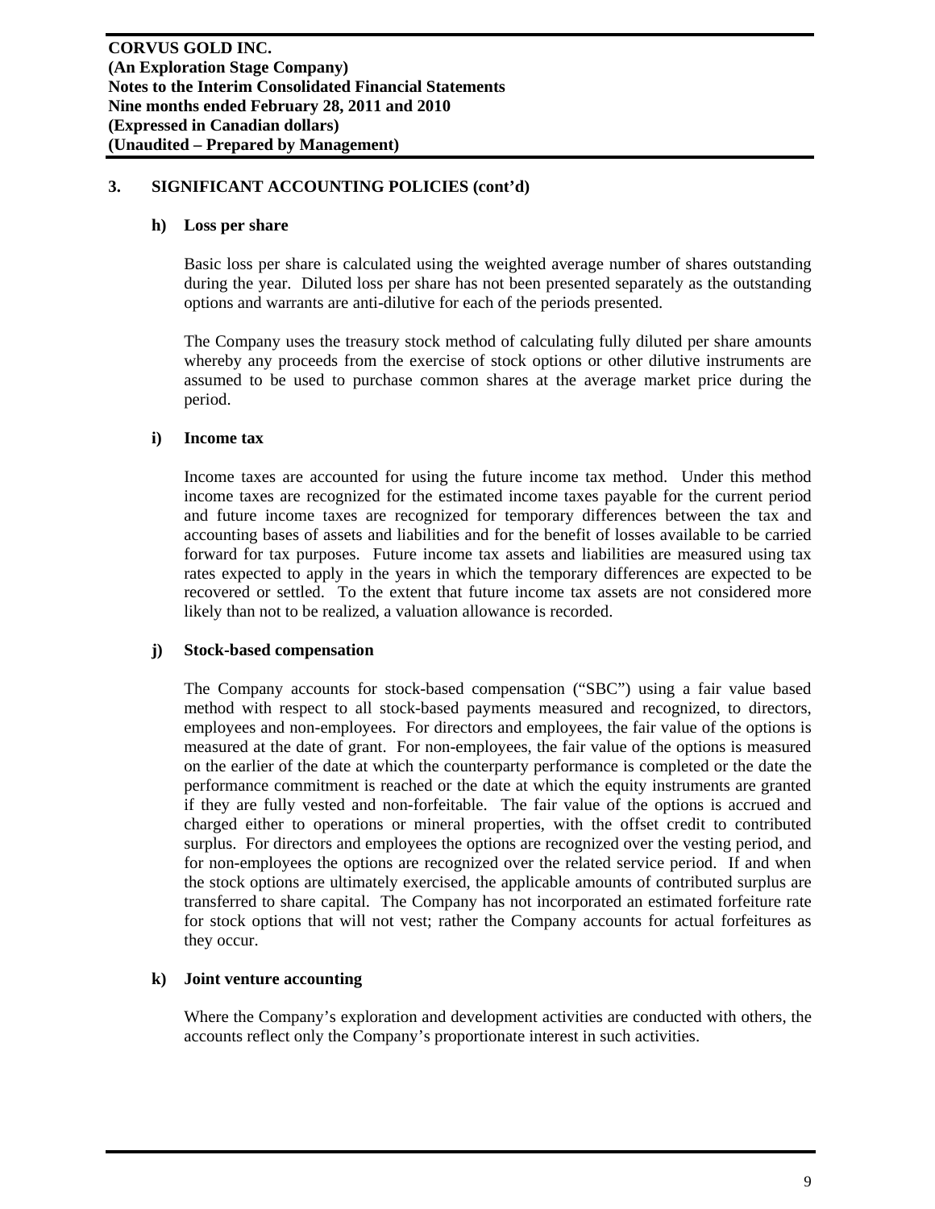## 3. SIGNIFICANT ACCOUNTING POLICIES (cont'd)

### h) Loss per share

Basic loss per share is calculated using the weighted average number of shares outstanding during the year. Diluted loss per share has not been presented separately as the outstanding options and warrants are anti-dilutive for each of the periods presented.

The Company uses the treasury stock method of calculating fully diluted per share amounts whereby any proceeds from the exercise of stock options or other dilutive instruments are assumed to be used to purchase common shares at the average market price during the period.

### i) Income tax

Income taxes are accounted for using the future income tax method. Under this method income taxes are recognized for the estimated income taxes payable for the current period and future income taxes are recognized for temporary differences between the tax and accounting bases of assets and liabilities and for the benefit of losses available to be carried forward for tax purposes. Future income tax assets and liabilities are measured using tax rates expected to apply in the years in which the temporary differences are expected to be recovered or settled. To the extent that future income tax assets are not considered more likely than not to be realized, a valuation allowance is recorded.

### j) Stock-based compensation

The Company accounts for stock-based compensation ("SBC") using a fair value based method with respect to all stock-based payments measured and recognized, to directors, employees and non-employees. For directors and employees, the fair value of the options is measured at the date of grant. For non-employees, the fair value of the options is measured on the earlier of the date at which the counterparty performance is completed or the date the performance commitment is reached or the date at which the equity instruments are granted if they are fully vested and non-forfeitable. The fair value of the options is accrued and charged either to operations or mineral properties, with the offset credit to contributed surplus. For directors and employees the options are recognized over the vesting period, and for non-employees the options are recognized over the related service period. If and when the stock options are ultimately exercised, the applicable amounts of contributed surplus are transferred to share capital. The Company has not incorporated an estimated forfeiture rate for stock options that will not vest; rather the Company accounts for actual forfeitures as they occur.

### k) Joint venture accounting

Where the Company's exploration and development activities are conducted with others, the accounts reflect only the Company's proportionate interest in such activities.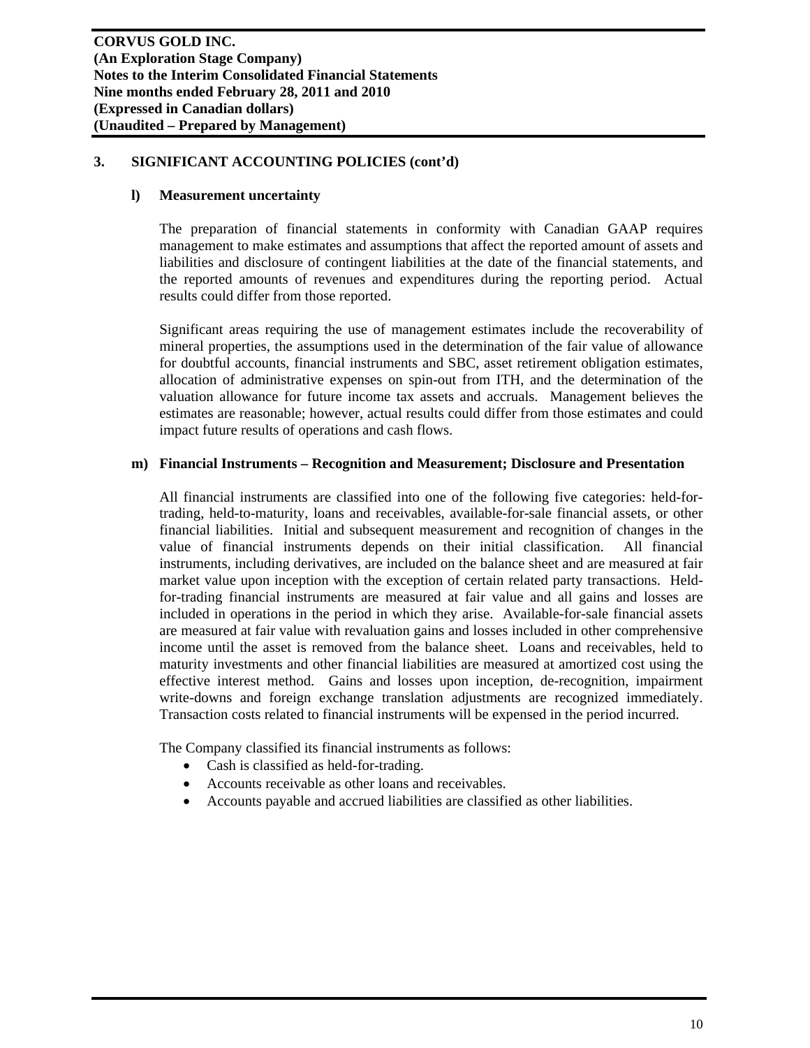## 3. SIGNIFICANT ACCOUNTING POLICIES (cont'd)

### l) Measurement uncertainty

The preparation of financial statements in conformity with Canadian GAAP requires management to make estimates and assumptions that affect the reported amount of assets and liabilities and disclosure of contingent liabilities at the date of the financial statements, and the reported amounts of revenues and expenditures during the reporting period. Actual results could differ from those reported.

Significant areas requiring the use of management estimates include the recoverability of mineral properties, the assumptions used in the determination of the fair value of allowance for doubtful accounts, financial instruments and SBC, asset retirement obligation estimates, allocation of administrative expenses on spin-out from ITH, and the determination of the valuation allowance for future income tax assets and accruals. Management believes the estimates are reasonable; however, actual results could differ from those estimates and could impact future results of operations and cash flows.

### m) Financial Instruments – Recognition and Measurement; Disclosure and Presentation

All financial instruments are classified into one of the following five categories: held-for-trading, held-to-maturity, loans and receivables, available-for-sale financial assets, or other financial liabilities. Initial and subsequent measurement and recognition of changes in the value of financial instruments depends on their initial classification. All financial instruments, including derivatives, are included on the balance sheet and are measured at fair market value upon inception with the exception of certain related party transactions. Held-for-trading financial instruments are measured at fair value and all gains and losses are included in operations in the period in which they arise. Available-for-sale financial assets are measured at fair value with revaluation gains and losses included in other comprehensive income until the asset is removed from the balance sheet. Loans and receivables, held to maturity investments and other financial liabilities are measured at amortized cost using the effective interest method. Gains and losses upon inception, de-recognition, impairment write-downs and foreign exchange translation adjustments are recognized immediately. Transaction costs related to financial instruments will be expensed in the period incurred.

The Company classified its financial instruments as follows:

- Cash is classified as held-for-trading.
- Accounts receivable as other loans and receivables.
- Accounts payable and accrued liabilities are classified as other liabilities.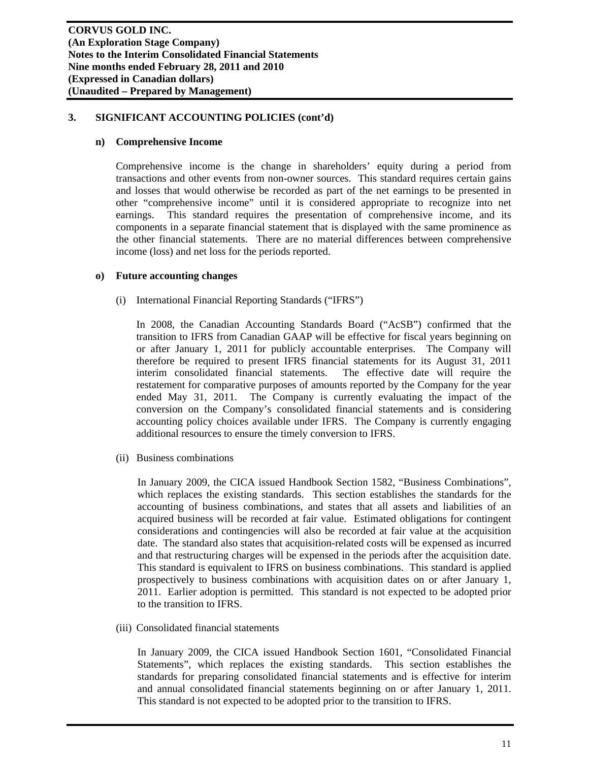## 3. SIGNIFICANT ACCOUNTING POLICIES (cont'd)

### n) Comprehensive Income

Comprehensive income is the change in shareholders' equity during a period from transactions and other events from non-owner sources. This standard requires certain gains and losses that would otherwise be recorded as part of the net earnings to be presented in other "comprehensive income" until it is considered appropriate to recognize into net earnings. This standard requires the presentation of comprehensive income, and its components in a separate financial statement that is displayed with the same prominence as the other financial statements. There are no material differences between comprehensive income (loss) and net loss for the periods reported.

### o) Future accounting changes

(i) International Financial Reporting Standards ("IFRS")

In 2008, the Canadian Accounting Standards Board ("AcSB") confirmed that the transition to IFRS from Canadian GAAP will be effective for fiscal years beginning on or after January 1, 2011 for publicly accountable enterprises. The Company will therefore be required to present IFRS financial statements for its August 31, 2011 interim consolidated financial statements. The effective date will require the restatement for comparative purposes of amounts reported by the Company for the year ended May 31, 2011. The Company is currently evaluating the impact of the conversion on the Company's consolidated financial statements and is considering accounting policy choices available under IFRS. The Company is currently engaging additional resources to ensure the timely conversion to IFRS.

(ii) Business combinations

In January 2009, the CICA issued Handbook Section 1582, "Business Combinations", which replaces the existing standards. This section establishes the standards for the accounting of business combinations, and states that all assets and liabilities of an acquired business will be recorded at fair value. Estimated obligations for contingent considerations and contingencies will also be recorded at fair value at the acquisition date. The standard also states that acquisition-related costs will be expensed as incurred and that restructuring charges will be expensed in the periods after the acquisition date. This standard is equivalent to IFRS on business combinations. This standard is applied prospectively to business combinations with acquisition dates on or after January 1, 2011. Earlier adoption is permitted. This standard is not expected to be adopted prior to the transition to IFRS.

(iii) Consolidated financial statements

In January 2009, the CICA issued Handbook Section 1601, "Consolidated Financial Statements", which replaces the existing standards. This section establishes the standards for preparing consolidated financial statements and is effective for interim and annual consolidated financial statements beginning on or after January 1, 2011. This standard is not expected to be adopted prior to the transition to IFRS.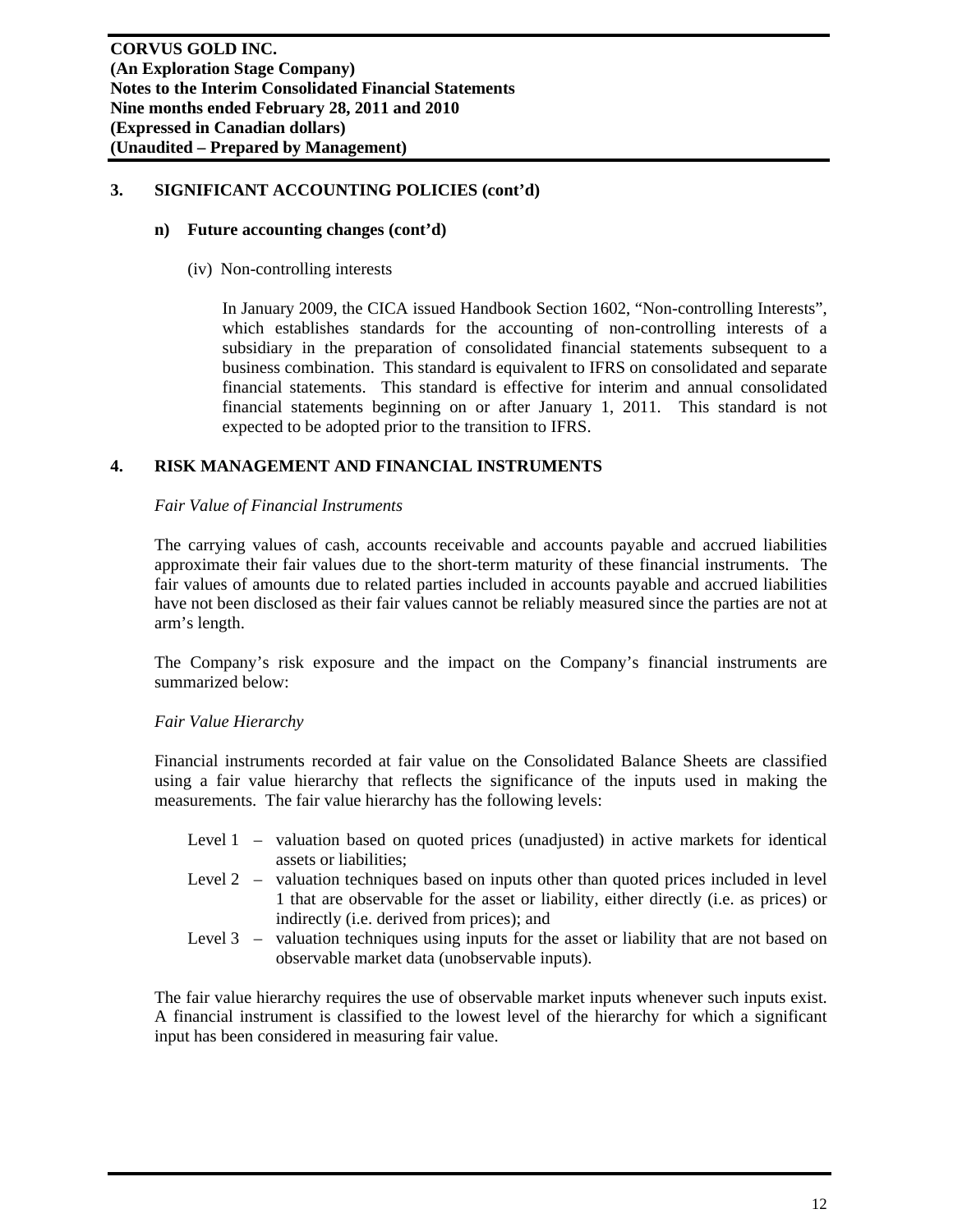## 3. SIGNIFICANT ACCOUNTING POLICIES (cont'd)

### n) Future accounting changes (cont'd)

(iv) Non-controlling interests

In January 2009, the CICA issued Handbook Section 1602, "Non-controlling Interests", which establishes standards for the accounting of non-controlling interests of a subsidiary in the preparation of consolidated financial statements subsequent to a business combination. This standard is equivalent to IFRS on consolidated and separate financial statements. This standard is effective for interim and annual consolidated financial statements beginning on or after January 1, 2011. This standard is not expected to be adopted prior to the transition to IFRS.

## 4. RISK MANAGEMENT AND FINANCIAL INSTRUMENTS

*Fair Value of Financial Instruments*

The carrying values of cash, accounts receivable and accounts payable and accrued liabilities approximate their fair values due to the short-term maturity of these financial instruments. The fair values of amounts due to related parties included in accounts payable and accrued liabilities have not been disclosed as their fair values cannot be reliably measured since the parties are not at arm's length.

The Company's risk exposure and the impact on the Company's financial instruments are summarized below:

*Fair Value Hierarchy*

Financial instruments recorded at fair value on the Consolidated Balance Sheets are classified using a fair value hierarchy that reflects the significance of the inputs used in making the measurements. The fair value hierarchy has the following levels:

- Level 1 – valuation based on quoted prices (unadjusted) in active markets for identical assets or liabilities;
- Level 2 – valuation techniques based on inputs other than quoted prices included in level 1 that are observable for the asset or liability, either directly (i.e. as prices) or indirectly (i.e. derived from prices); and
- Level 3 – valuation techniques using inputs for the asset or liability that are not based on observable market data (unobservable inputs).

The fair value hierarchy requires the use of observable market inputs whenever such inputs exist. A financial instrument is classified to the lowest level of the hierarchy for which a significant input has been considered in measuring fair value.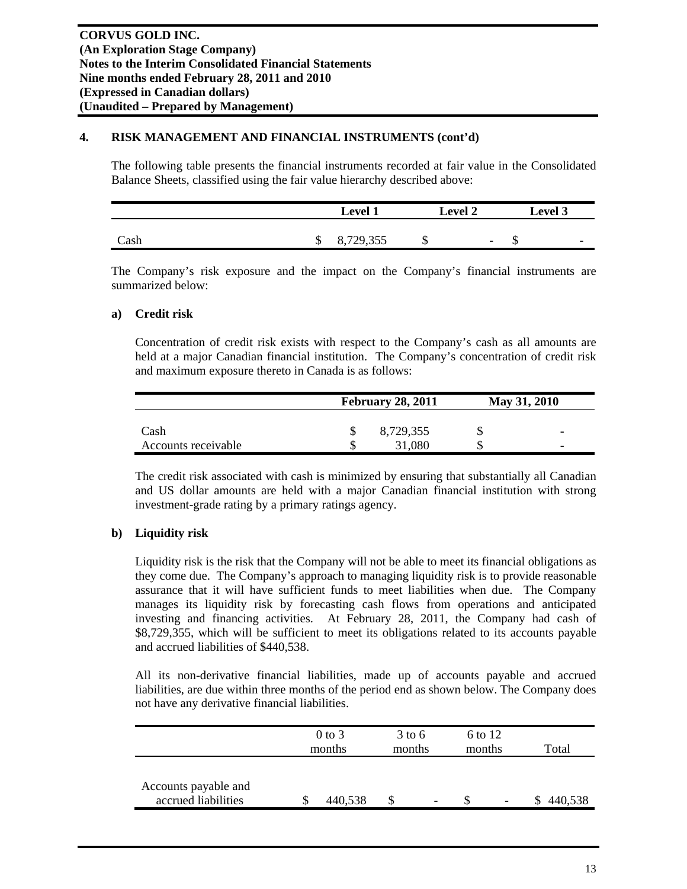## 4. RISK MANAGEMENT AND FINANCIAL INSTRUMENTS (cont'd)

The following table presents the financial instruments recorded at fair value in the Consolidated Balance Sheets, classified using the fair value hierarchy described above:

| | Level 1 | Level 2 | Level 3 |
|---|---|---|---|
| Cash | $ 8,729,355 | $ - | $ - |

The Company's risk exposure and the impact on the Company's financial instruments are summarized below:

### a) Credit risk

Concentration of credit risk exists with respect to the Company's cash as all amounts are held at a major Canadian financial institution. The Company's concentration of credit risk and maximum exposure thereto in Canada is as follows:

| | February 28, 2011 | May 31, 2010 |
|---|---|---|
| Cash | $ 8,729,355 | $ - |
| Accounts receivable | $ 31,080 | $ - |

The credit risk associated with cash is minimized by ensuring that substantially all Canadian and US dollar amounts are held with a major Canadian financial institution with strong investment-grade rating by a primary ratings agency.

### b) Liquidity risk

Liquidity risk is the risk that the Company will not be able to meet its financial obligations as they come due. The Company's approach to managing liquidity risk is to provide reasonable assurance that it will have sufficient funds to meet liabilities when due. The Company manages its liquidity risk by forecasting cash flows from operations and anticipated investing and financing activities. At February 28, 2011, the Company had cash of $8,729,355, which will be sufficient to meet its obligations related to its accounts payable and accrued liabilities of $440,538.

All its non-derivative financial liabilities, made up of accounts payable and accrued liabilities, are due within three months of the period end as shown below. The Company does not have any derivative financial liabilities.

| | 0 to 3 months | 3 to 6 months | 6 to 12 months | Total |
|---|---|---|---|---|
| Accounts payable and accrued liabilities | $ 440,538 | $ - | $ - | $ 440,538 |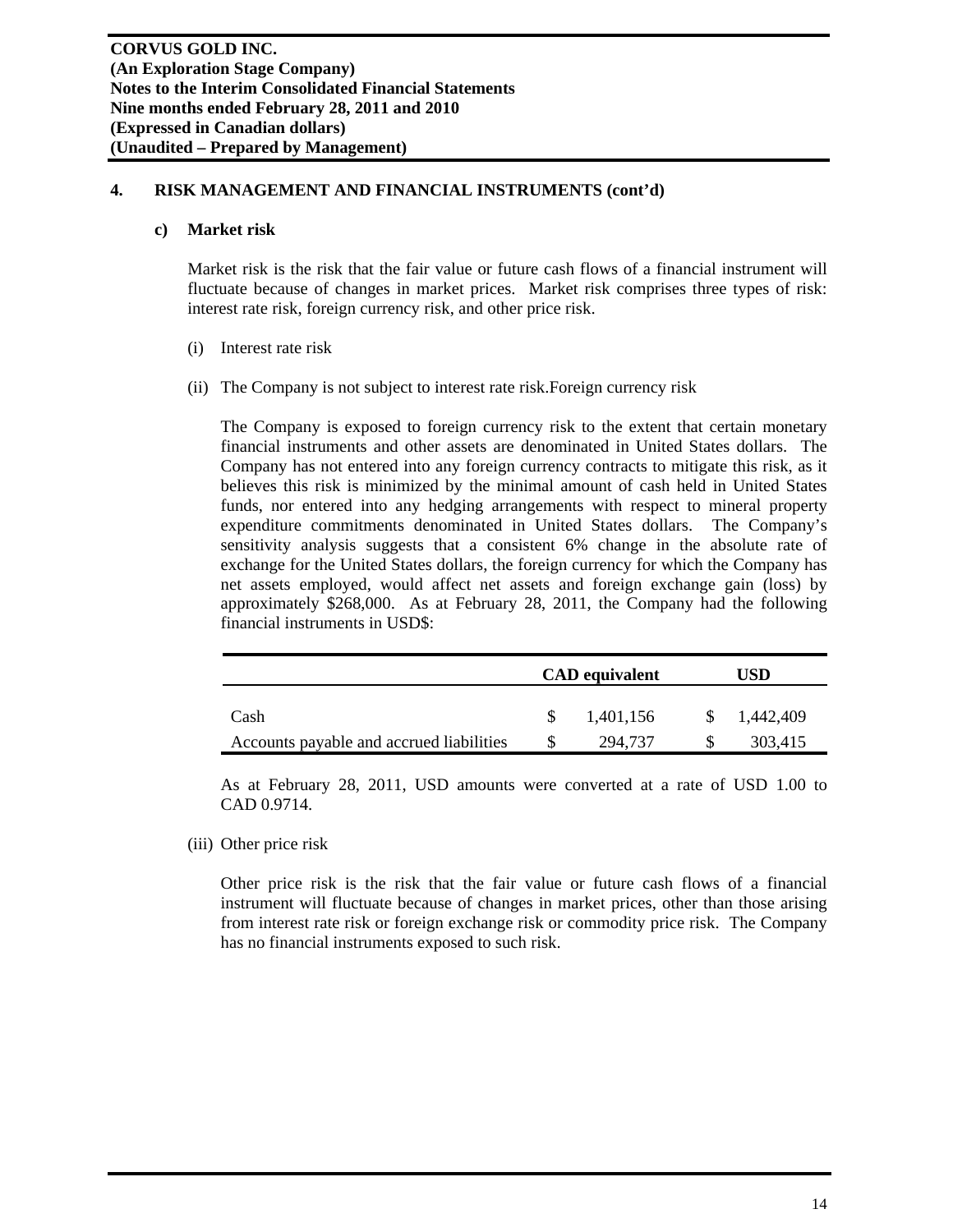**CORVUS GOLD INC.**
**(An Exploration Stage Company)**
**Notes to the Interim Consolidated Financial Statements**
**Nine months ended February 28, 2011 and 2010**
**(Expressed in Canadian dollars)**
**(Unaudited – Prepared by Management)**

## 4. RISK MANAGEMENT AND FINANCIAL INSTRUMENTS (cont'd)

### c) Market risk

Market risk is the risk that the fair value or future cash flows of a financial instrument will fluctuate because of changes in market prices. Market risk comprises three types of risk: interest rate risk, foreign currency risk, and other price risk.

(i) Interest rate risk

(ii) The Company is not subject to interest rate risk.Foreign currency risk

The Company is exposed to foreign currency risk to the extent that certain monetary financial instruments and other assets are denominated in United States dollars. The Company has not entered into any foreign currency contracts to mitigate this risk, as it believes this risk is minimized by the minimal amount of cash held in United States funds, nor entered into any hedging arrangements with respect to mineral property expenditure commitments denominated in United States dollars. The Company's sensitivity analysis suggests that a consistent 6% change in the absolute rate of exchange for the United States dollars, the foreign currency for which the Company has net assets employed, would affect net assets and foreign exchange gain (loss) by approximately $268,000. As at February 28, 2011, the Company had the following financial instruments in USD$:

| | CAD equivalent | USD |
|---|---|---|
| Cash | $ 1,401,156 | $ 1,442,409 |
| Accounts payable and accrued liabilities | $ 294,737 | $ 303,415 |

As at February 28, 2011, USD amounts were converted at a rate of USD 1.00 to CAD 0.9714.

(iii) Other price risk

Other price risk is the risk that the fair value or future cash flows of a financial instrument will fluctuate because of changes in market prices, other than those arising from interest rate risk or foreign exchange risk or commodity price risk. The Company has no financial instruments exposed to such risk.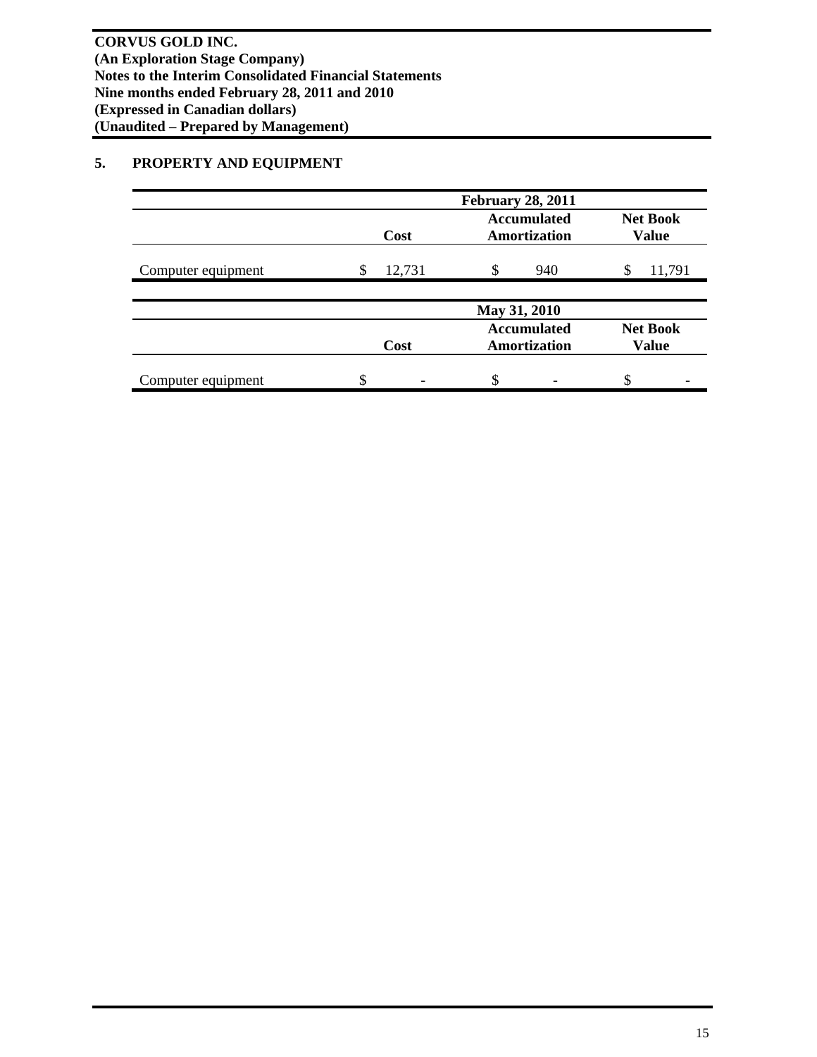**CORVUS GOLD INC.**
**(An Exploration Stage Company)**
**Notes to the Interim Consolidated Financial Statements**
**Nine months ended February 28, 2011 and 2010**
**(Expressed in Canadian dollars)**
**(Unaudited – Prepared by Management)**

## 5. PROPERTY AND EQUIPMENT

| | February 28, 2011 | | |
|---|---|---|---|
| | Cost | Accumulated Amortization | Net Book Value |
| Computer equipment | $ 12,731 | $ 940 | $ 11,791 |

| | May 31, 2010 | | |
|---|---|---|---|
| | Cost | Accumulated Amortization | Net Book Value |
| Computer equipment | $ - | $ - | $ - |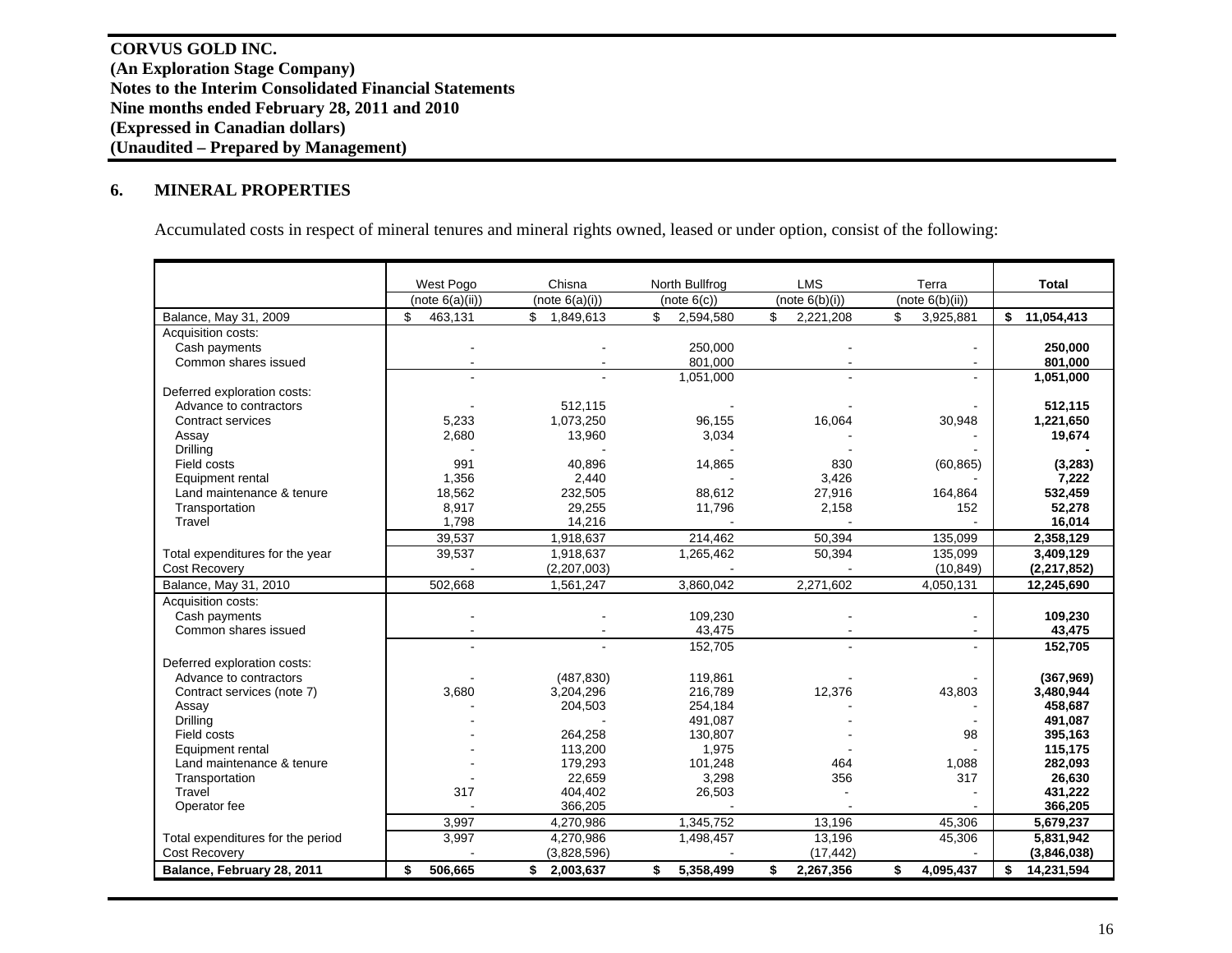**CORVUS GOLD INC.**
**(An Exploration Stage Company)**
**Notes to the Interim Consolidated Financial Statements**
**Nine months ended February 28, 2011 and 2010**
**(Expressed in Canadian dollars)**
**(Unaudited – Prepared by Management)**

## 6. MINERAL PROPERTIES

Accumulated costs in respect of mineral tenures and mineral rights owned, leased or under option, consist of the following:

| | West Pogo | Chisna | North Bullfrog | LMS | Terra | Total |
|---|---|---|---|---|---|---|
| | (note 6(a)(ii)) | (note 6(a)(i)) | (note 6(c)) | (note 6(b)(i)) | (note 6(b)(ii)) | |
| Balance, May 31, 2009 | $ 463,131 | $ 1,849,613 | $ 2,594,580 | $ 2,221,208 | $ 3,925,881 | **$ 11,054,413** |
| Acquisition costs: | | | | | | |
| Cash payments | - | - | 250,000 | - | - | **250,000** |
| Common shares issued | - | - | 801,000 | - | - | **801,000** |
| | - | - | 1,051,000 | - | - | **1,051,000** |
| Deferred exploration costs: | | | | | | |
| Advance to contractors | - | 512,115 | - | - | - | **512,115** |
| Contract services | 5,233 | 1,073,250 | 96,155 | 16,064 | 30,948 | **1,221,650** |
| Assay | 2,680 | 13,960 | 3,034 | - | - | **19,674** |
| Drilling | - | - | - | - | - | **-** |
| Field costs | 991 | 40,896 | 14,865 | 830 | (60,865) | **(3,283)** |
| Equipment rental | 1,356 | 2,440 | - | 3,426 | - | **7,222** |
| Land maintenance & tenure | 18,562 | 232,505 | 88,612 | 27,916 | 164,864 | **532,459** |
| Transportation | 8,917 | 29,255 | 11,796 | 2,158 | 152 | **52,278** |
| Travel | 1,798 | 14,216 | - | - | - | **16,014** |
| | 39,537 | 1,918,637 | 214,462 | 50,394 | 135,099 | **2,358,129** |
| Total expenditures for the year | 39,537 | 1,918,637 | 1,265,462 | 50,394 | 135,099 | **3,409,129** |
| Cost Recovery | - | (2,207,003) | - | - | (10,849) | **(2,217,852)** |
| Balance, May 31, 2010 | 502,668 | 1,561,247 | 3,860,042 | 2,271,602 | 4,050,131 | **12,245,690** |
| Acquisition costs: | | | | | | |
| Cash payments | - | - | 109,230 | - | - | **109,230** |
| Common shares issued | - | - | 43,475 | - | - | **43,475** |
| | - | - | 152,705 | - | - | **152,705** |
| Deferred exploration costs: | | | | | | |
| Advance to contractors | - | (487,830) | 119,861 | - | - | **(367,969)** |
| Contract services (note 7) | 3,680 | 3,204,296 | 216,789 | 12,376 | 43,803 | **3,480,944** |
| Assay | - | 204,503 | 254,184 | - | - | **458,687** |
| Drilling | - | - | 491,087 | - | - | **491,087** |
| Field costs | - | 264,258 | 130,807 | - | 98 | **395,163** |
| Equipment rental | - | 113,200 | 1,975 | - | - | **115,175** |
| Land maintenance & tenure | - | 179,293 | 101,248 | 464 | 1,088 | **282,093** |
| Transportation | - | 22,659 | 3,298 | 356 | 317 | **26,630** |
| Travel | 317 | 404,402 | 26,503 | - | - | **431,222** |
| Operator fee | - | 366,205 | - | - | - | **366,205** |
| | 3,997 | 4,270,986 | 1,345,752 | 13,196 | 45,306 | **5,679,237** |
| Total expenditures for the period | 3,997 | 4,270,986 | 1,498,457 | 13,196 | 45,306 | **5,831,942** |
| Cost Recovery | - | (3,828,596) | - | (17,442) | - | **(3,846,038)** |
| **Balance, February 28, 2011** | **$ 506,665** | **$ 2,003,637** | **$ 5,358,499** | **$ 2,267,356** | **$ 4,095,437** | **$ 14,231,594** |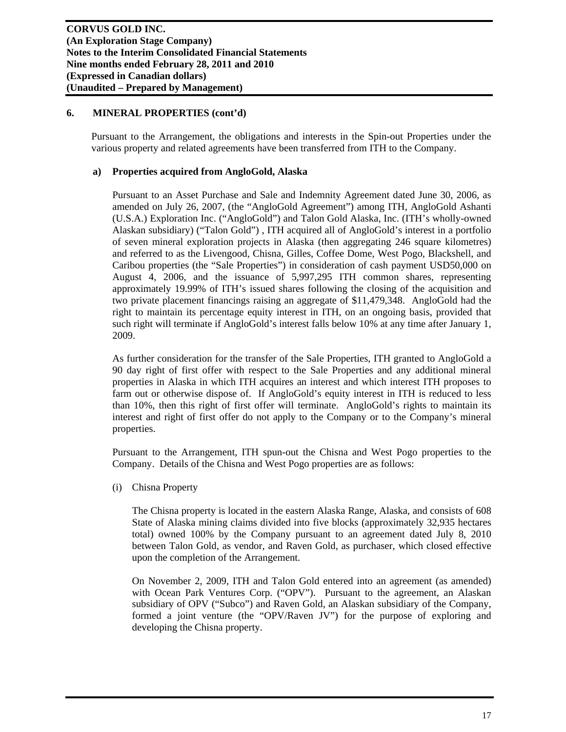## 6. MINERAL PROPERTIES (cont'd)

Pursuant to the Arrangement, the obligations and interests in the Spin-out Properties under the various property and related agreements have been transferred from ITH to the Company.

### a) Properties acquired from AngloGold, Alaska

Pursuant to an Asset Purchase and Sale and Indemnity Agreement dated June 30, 2006, as amended on July 26, 2007, (the "AngloGold Agreement") among ITH, AngloGold Ashanti (U.S.A.) Exploration Inc. ("AngloGold") and Talon Gold Alaska, Inc. (ITH's wholly-owned Alaskan subsidiary) ("Talon Gold") , ITH acquired all of AngloGold's interest in a portfolio of seven mineral exploration projects in Alaska (then aggregating 246 square kilometres) and referred to as the Livengood, Chisna, Gilles, Coffee Dome, West Pogo, Blackshell, and Caribou properties (the "Sale Properties") in consideration of cash payment USD50,000 on August 4, 2006, and the issuance of 5,997,295 ITH common shares, representing approximately 19.99% of ITH's issued shares following the closing of the acquisition and two private placement financings raising an aggregate of $11,479,348. AngloGold had the right to maintain its percentage equity interest in ITH, on an ongoing basis, provided that such right will terminate if AngloGold's interest falls below 10% at any time after January 1, 2009.

As further consideration for the transfer of the Sale Properties, ITH granted to AngloGold a 90 day right of first offer with respect to the Sale Properties and any additional mineral properties in Alaska in which ITH acquires an interest and which interest ITH proposes to farm out or otherwise dispose of. If AngloGold's equity interest in ITH is reduced to less than 10%, then this right of first offer will terminate. AngloGold's rights to maintain its interest and right of first offer do not apply to the Company or to the Company's mineral properties.

Pursuant to the Arrangement, ITH spun-out the Chisna and West Pogo properties to the Company. Details of the Chisna and West Pogo properties are as follows:

(i) Chisna Property

The Chisna property is located in the eastern Alaska Range, Alaska, and consists of 608 State of Alaska mining claims divided into five blocks (approximately 32,935 hectares total) owned 100% by the Company pursuant to an agreement dated July 8, 2010 between Talon Gold, as vendor, and Raven Gold, as purchaser, which closed effective upon the completion of the Arrangement.

On November 2, 2009, ITH and Talon Gold entered into an agreement (as amended) with Ocean Park Ventures Corp. ("OPV"). Pursuant to the agreement, an Alaskan subsidiary of OPV ("Subco") and Raven Gold, an Alaskan subsidiary of the Company, formed a joint venture (the "OPV/Raven JV") for the purpose of exploring and developing the Chisna property.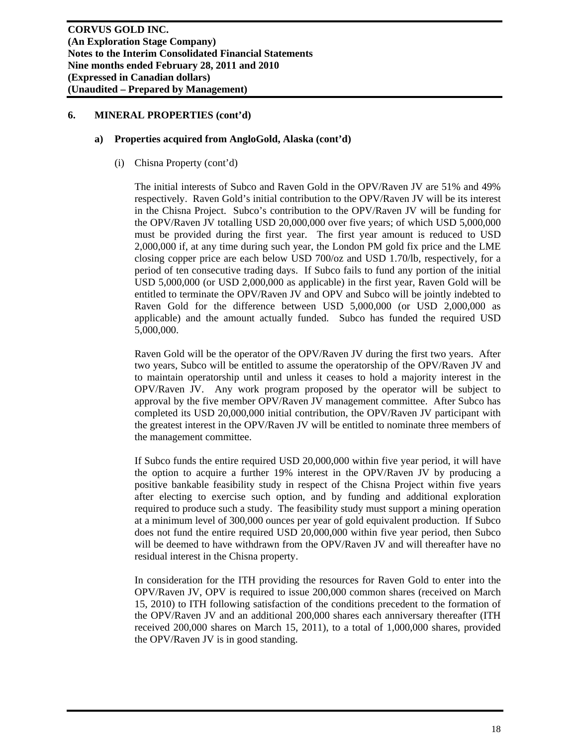## 6. MINERAL PROPERTIES (cont'd)

### a) Properties acquired from AngloGold, Alaska (cont'd)

(i) Chisna Property (cont'd)

The initial interests of Subco and Raven Gold in the OPV/Raven JV are 51% and 49% respectively. Raven Gold's initial contribution to the OPV/Raven JV will be its interest in the Chisna Project. Subco's contribution to the OPV/Raven JV will be funding for the OPV/Raven JV totalling USD 20,000,000 over five years; of which USD 5,000,000 must be provided during the first year. The first year amount is reduced to USD 2,000,000 if, at any time during such year, the London PM gold fix price and the LME closing copper price are each below USD 700/oz and USD 1.70/lb, respectively, for a period of ten consecutive trading days. If Subco fails to fund any portion of the initial USD 5,000,000 (or USD 2,000,000 as applicable) in the first year, Raven Gold will be entitled to terminate the OPV/Raven JV and OPV and Subco will be jointly indebted to Raven Gold for the difference between USD 5,000,000 (or USD 2,000,000 as applicable) and the amount actually funded. Subco has funded the required USD 5,000,000.

Raven Gold will be the operator of the OPV/Raven JV during the first two years. After two years, Subco will be entitled to assume the operatorship of the OPV/Raven JV and to maintain operatorship until and unless it ceases to hold a majority interest in the OPV/Raven JV. Any work program proposed by the operator will be subject to approval by the five member OPV/Raven JV management committee. After Subco has completed its USD 20,000,000 initial contribution, the OPV/Raven JV participant with the greatest interest in the OPV/Raven JV will be entitled to nominate three members of the management committee.

If Subco funds the entire required USD 20,000,000 within five year period, it will have the option to acquire a further 19% interest in the OPV/Raven JV by producing a positive bankable feasibility study in respect of the Chisna Project within five years after electing to exercise such option, and by funding and additional exploration required to produce such a study. The feasibility study must support a mining operation at a minimum level of 300,000 ounces per year of gold equivalent production. If Subco does not fund the entire required USD 20,000,000 within five year period, then Subco will be deemed to have withdrawn from the OPV/Raven JV and will thereafter have no residual interest in the Chisna property.

In consideration for the ITH providing the resources for Raven Gold to enter into the OPV/Raven JV, OPV is required to issue 200,000 common shares (received on March 15, 2010) to ITH following satisfaction of the conditions precedent to the formation of the OPV/Raven JV and an additional 200,000 shares each anniversary thereafter (ITH received 200,000 shares on March 15, 2011), to a total of 1,000,000 shares, provided the OPV/Raven JV is in good standing.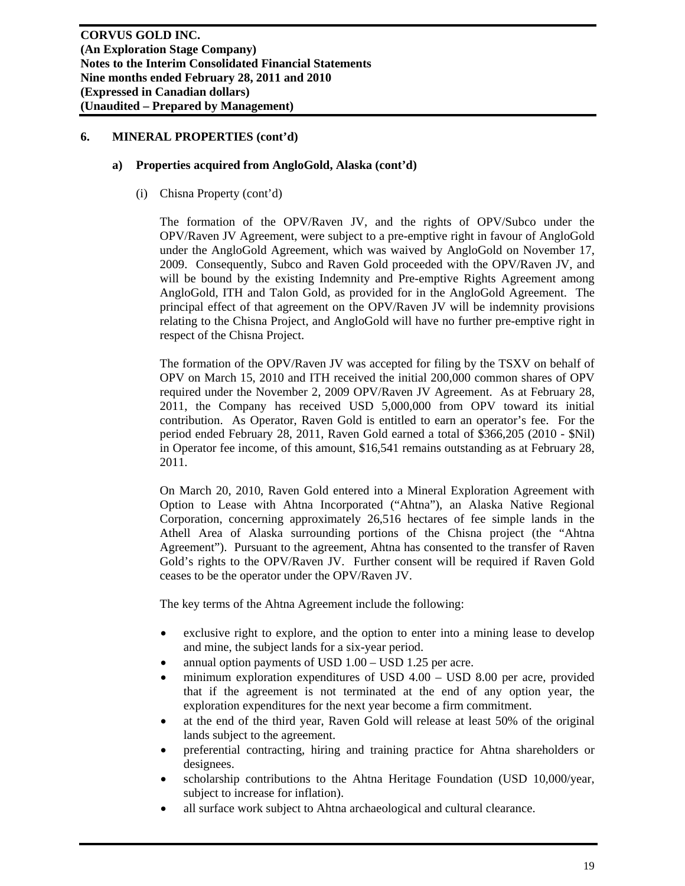## 6. MINERAL PROPERTIES (cont'd)

### a) Properties acquired from AngloGold, Alaska (cont'd)

(i) Chisna Property (cont'd)

The formation of the OPV/Raven JV, and the rights of OPV/Subco under the OPV/Raven JV Agreement, were subject to a pre-emptive right in favour of AngloGold under the AngloGold Agreement, which was waived by AngloGold on November 17, 2009. Consequently, Subco and Raven Gold proceeded with the OPV/Raven JV, and will be bound by the existing Indemnity and Pre-emptive Rights Agreement among AngloGold, ITH and Talon Gold, as provided for in the AngloGold Agreement. The principal effect of that agreement on the OPV/Raven JV will be indemnity provisions relating to the Chisna Project, and AngloGold will have no further pre-emptive right in respect of the Chisna Project.

The formation of the OPV/Raven JV was accepted for filing by the TSXV on behalf of OPV on March 15, 2010 and ITH received the initial 200,000 common shares of OPV required under the November 2, 2009 OPV/Raven JV Agreement. As at February 28, 2011, the Company has received USD 5,000,000 from OPV toward its initial contribution. As Operator, Raven Gold is entitled to earn an operator's fee. For the period ended February 28, 2011, Raven Gold earned a total of $366,205 (2010 - $Nil) in Operator fee income, of this amount, $16,541 remains outstanding as at February 28, 2011.

On March 20, 2010, Raven Gold entered into a Mineral Exploration Agreement with Option to Lease with Ahtna Incorporated ("Ahtna"), an Alaska Native Regional Corporation, concerning approximately 26,516 hectares of fee simple lands in the Athell Area of Alaska surrounding portions of the Chisna project (the "Ahtna Agreement"). Pursuant to the agreement, Ahtna has consented to the transfer of Raven Gold's rights to the OPV/Raven JV. Further consent will be required if Raven Gold ceases to be the operator under the OPV/Raven JV.

The key terms of the Ahtna Agreement include the following:

- exclusive right to explore, and the option to enter into a mining lease to develop and mine, the subject lands for a six-year period.
- annual option payments of USD 1.00 – USD 1.25 per acre.
- minimum exploration expenditures of USD 4.00 – USD 8.00 per acre, provided that if the agreement is not terminated at the end of any option year, the exploration expenditures for the next year become a firm commitment.
- at the end of the third year, Raven Gold will release at least 50% of the original lands subject to the agreement.
- preferential contracting, hiring and training practice for Ahtna shareholders or designees.
- scholarship contributions to the Ahtna Heritage Foundation (USD 10,000/year, subject to increase for inflation).
- all surface work subject to Ahtna archaeological and cultural clearance.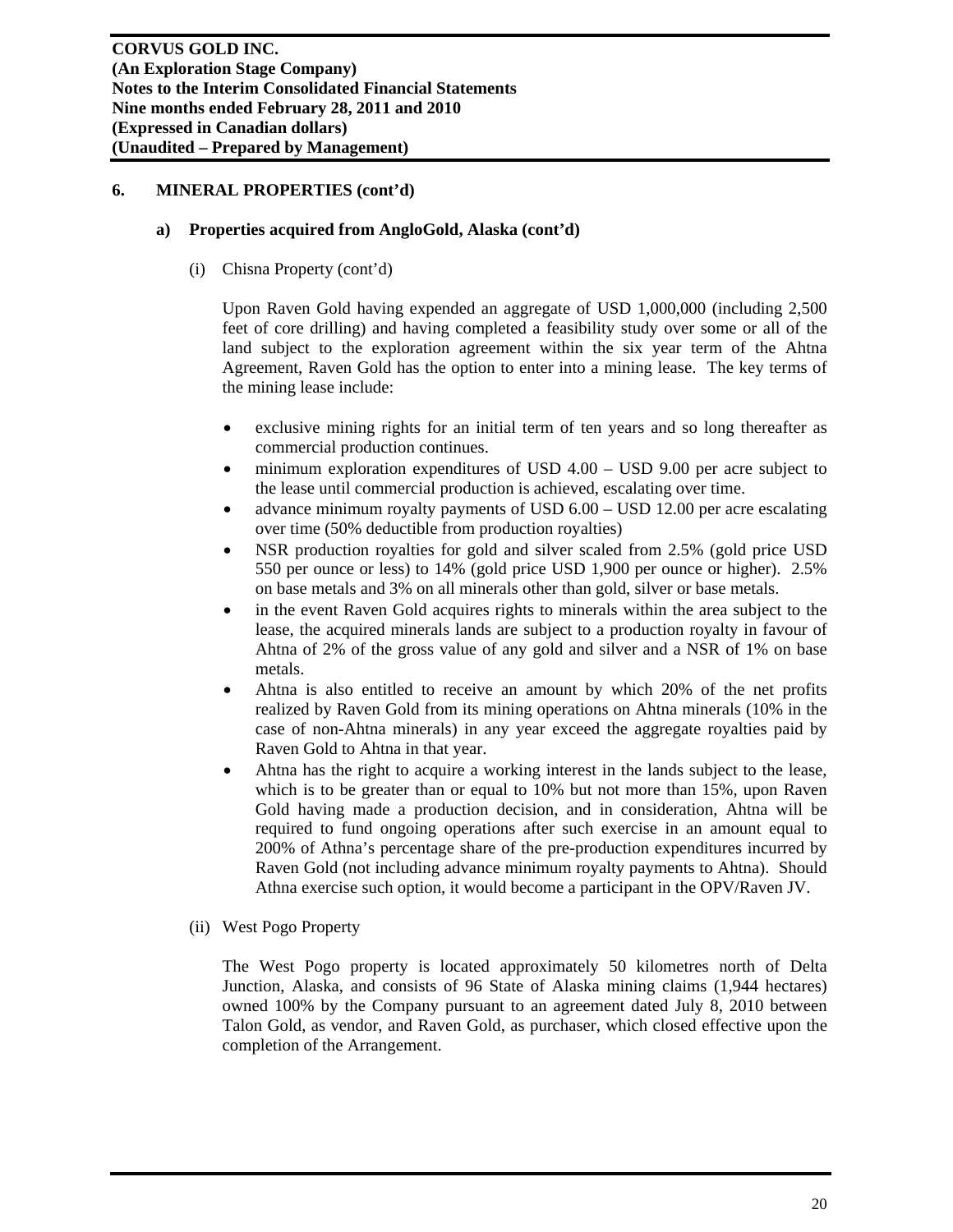## 6. MINERAL PROPERTIES (cont'd)

### a) Properties acquired from AngloGold, Alaska (cont'd)

(i) Chisna Property (cont'd)

Upon Raven Gold having expended an aggregate of USD 1,000,000 (including 2,500 feet of core drilling) and having completed a feasibility study over some or all of the land subject to the exploration agreement within the six year term of the Ahtna Agreement, Raven Gold has the option to enter into a mining lease. The key terms of the mining lease include:

- exclusive mining rights for an initial term of ten years and so long thereafter as commercial production continues.
- minimum exploration expenditures of USD 4.00 – USD 9.00 per acre subject to the lease until commercial production is achieved, escalating over time.
- advance minimum royalty payments of USD 6.00 – USD 12.00 per acre escalating over time (50% deductible from production royalties)
- NSR production royalties for gold and silver scaled from 2.5% (gold price USD 550 per ounce or less) to 14% (gold price USD 1,900 per ounce or higher). 2.5% on base metals and 3% on all minerals other than gold, silver or base metals.
- in the event Raven Gold acquires rights to minerals within the area subject to the lease, the acquired minerals lands are subject to a production royalty in favour of Ahtna of 2% of the gross value of any gold and silver and a NSR of 1% on base metals.
- Ahtna is also entitled to receive an amount by which 20% of the net profits realized by Raven Gold from its mining operations on Ahtna minerals (10% in the case of non-Ahtna minerals) in any year exceed the aggregate royalties paid by Raven Gold to Ahtna in that year.
- Ahtna has the right to acquire a working interest in the lands subject to the lease, which is to be greater than or equal to 10% but not more than 15%, upon Raven Gold having made a production decision, and in consideration, Ahtna will be required to fund ongoing operations after such exercise in an amount equal to 200% of Athna's percentage share of the pre-production expenditures incurred by Raven Gold (not including advance minimum royalty payments to Ahtna). Should Athna exercise such option, it would become a participant in the OPV/Raven JV.

(ii) West Pogo Property

The West Pogo property is located approximately 50 kilometres north of Delta Junction, Alaska, and consists of 96 State of Alaska mining claims (1,944 hectares) owned 100% by the Company pursuant to an agreement dated July 8, 2010 between Talon Gold, as vendor, and Raven Gold, as purchaser, which closed effective upon the completion of the Arrangement.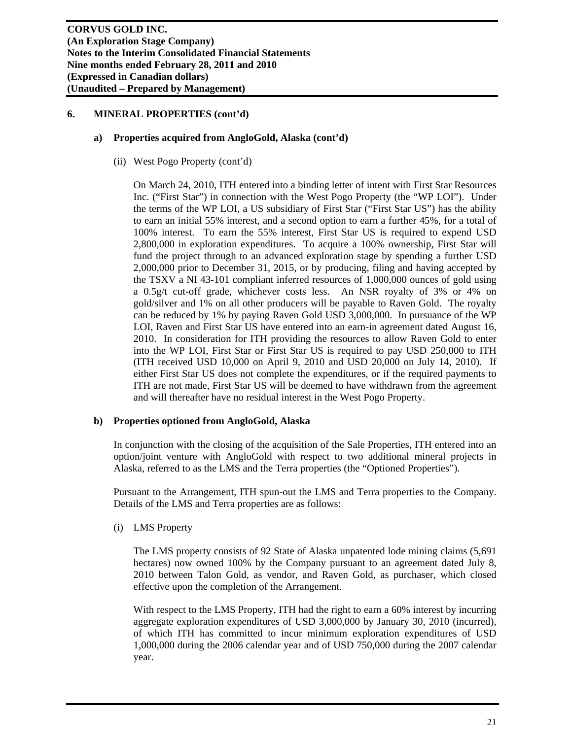## 6. MINERAL PROPERTIES (cont'd)

### a) Properties acquired from AngloGold, Alaska (cont'd)

(ii) West Pogo Property (cont'd)

On March 24, 2010, ITH entered into a binding letter of intent with First Star Resources Inc. ("First Star") in connection with the West Pogo Property (the "WP LOI"). Under the terms of the WP LOI, a US subsidiary of First Star ("First Star US") has the ability to earn an initial 55% interest, and a second option to earn a further 45%, for a total of 100% interest. To earn the 55% interest, First Star US is required to expend USD 2,800,000 in exploration expenditures. To acquire a 100% ownership, First Star will fund the project through to an advanced exploration stage by spending a further USD 2,000,000 prior to December 31, 2015, or by producing, filing and having accepted by the TSXV a NI 43-101 compliant inferred resources of 1,000,000 ounces of gold using a 0.5g/t cut-off grade, whichever costs less. An NSR royalty of 3% or 4% on gold/silver and 1% on all other producers will be payable to Raven Gold. The royalty can be reduced by 1% by paying Raven Gold USD 3,000,000. In pursuance of the WP LOI, Raven and First Star US have entered into an earn-in agreement dated August 16, 2010. In consideration for ITH providing the resources to allow Raven Gold to enter into the WP LOI, First Star or First Star US is required to pay USD 250,000 to ITH (ITH received USD 10,000 on April 9, 2010 and USD 20,000 on July 14, 2010). If either First Star US does not complete the expenditures, or if the required payments to ITH are not made, First Star US will be deemed to have withdrawn from the agreement and will thereafter have no residual interest in the West Pogo Property.

### b) Properties optioned from AngloGold, Alaska

In conjunction with the closing of the acquisition of the Sale Properties, ITH entered into an option/joint venture with AngloGold with respect to two additional mineral projects in Alaska, referred to as the LMS and the Terra properties (the "Optioned Properties").

Pursuant to the Arrangement, ITH spun-out the LMS and Terra properties to the Company. Details of the LMS and Terra properties are as follows:

(i) LMS Property

The LMS property consists of 92 State of Alaska unpatented lode mining claims (5,691 hectares) now owned 100% by the Company pursuant to an agreement dated July 8, 2010 between Talon Gold, as vendor, and Raven Gold, as purchaser, which closed effective upon the completion of the Arrangement.

With respect to the LMS Property, ITH had the right to earn a 60% interest by incurring aggregate exploration expenditures of USD 3,000,000 by January 30, 2010 (incurred), of which ITH has committed to incur minimum exploration expenditures of USD 1,000,000 during the 2006 calendar year and of USD 750,000 during the 2007 calendar year.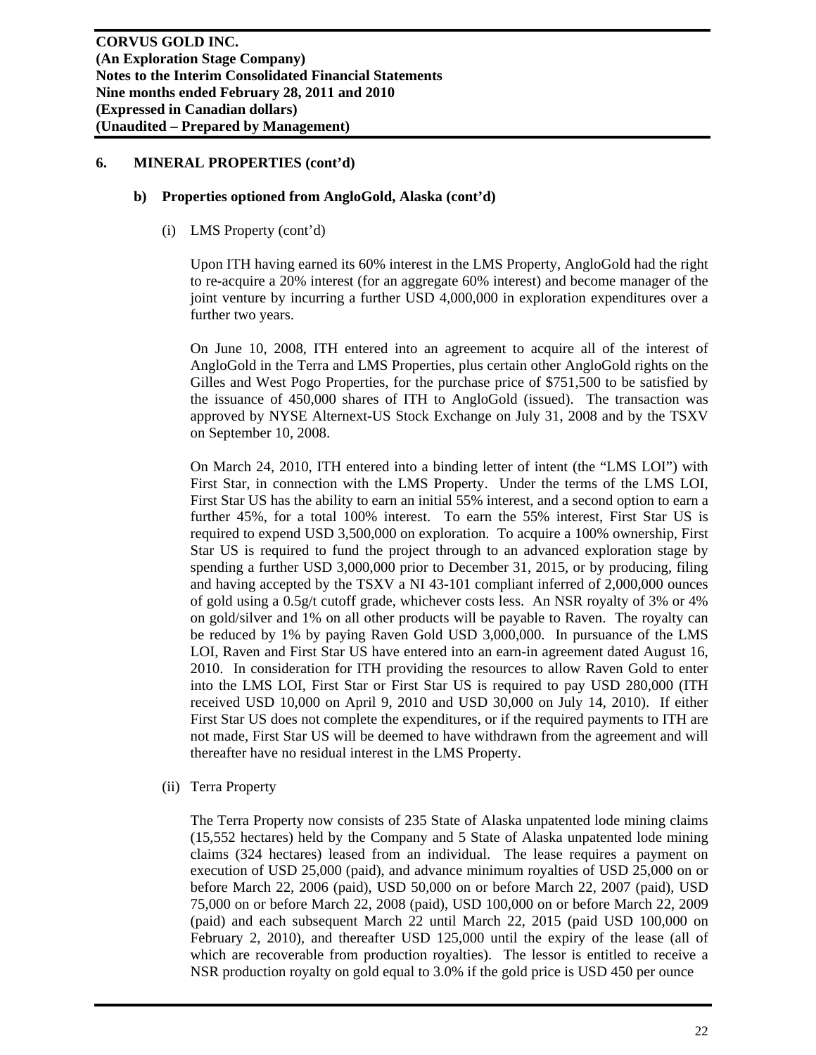## 6. MINERAL PROPERTIES (cont'd)

### b) Properties optioned from AngloGold, Alaska (cont'd)

(i) LMS Property (cont'd)

Upon ITH having earned its 60% interest in the LMS Property, AngloGold had the right to re-acquire a 20% interest (for an aggregate 60% interest) and become manager of the joint venture by incurring a further USD 4,000,000 in exploration expenditures over a further two years.

On June 10, 2008, ITH entered into an agreement to acquire all of the interest of AngloGold in the Terra and LMS Properties, plus certain other AngloGold rights on the Gilles and West Pogo Properties, for the purchase price of $751,500 to be satisfied by the issuance of 450,000 shares of ITH to AngloGold (issued). The transaction was approved by NYSE Alternext-US Stock Exchange on July 31, 2008 and by the TSXV on September 10, 2008.

On March 24, 2010, ITH entered into a binding letter of intent (the "LMS LOI") with First Star, in connection with the LMS Property. Under the terms of the LMS LOI, First Star US has the ability to earn an initial 55% interest, and a second option to earn a further 45%, for a total 100% interest. To earn the 55% interest, First Star US is required to expend USD 3,500,000 on exploration. To acquire a 100% ownership, First Star US is required to fund the project through to an advanced exploration stage by spending a further USD 3,000,000 prior to December 31, 2015, or by producing, filing and having accepted by the TSXV a NI 43-101 compliant inferred of 2,000,000 ounces of gold using a 0.5g/t cutoff grade, whichever costs less. An NSR royalty of 3% or 4% on gold/silver and 1% on all other products will be payable to Raven. The royalty can be reduced by 1% by paying Raven Gold USD 3,000,000. In pursuance of the LMS LOI, Raven and First Star US have entered into an earn-in agreement dated August 16, 2010. In consideration for ITH providing the resources to allow Raven Gold to enter into the LMS LOI, First Star or First Star US is required to pay USD 280,000 (ITH received USD 10,000 on April 9, 2010 and USD 30,000 on July 14, 2010). If either First Star US does not complete the expenditures, or if the required payments to ITH are not made, First Star US will be deemed to have withdrawn from the agreement and will thereafter have no residual interest in the LMS Property.

(ii) Terra Property

The Terra Property now consists of 235 State of Alaska unpatented lode mining claims (15,552 hectares) held by the Company and 5 State of Alaska unpatented lode mining claims (324 hectares) leased from an individual. The lease requires a payment on execution of USD 25,000 (paid), and advance minimum royalties of USD 25,000 on or before March 22, 2006 (paid), USD 50,000 on or before March 22, 2007 (paid), USD 75,000 on or before March 22, 2008 (paid), USD 100,000 on or before March 22, 2009 (paid) and each subsequent March 22 until March 22, 2015 (paid USD 100,000 on February 2, 2010), and thereafter USD 125,000 until the expiry of the lease (all of which are recoverable from production royalties). The lessor is entitled to receive a NSR production royalty on gold equal to 3.0% if the gold price is USD 450 per ounce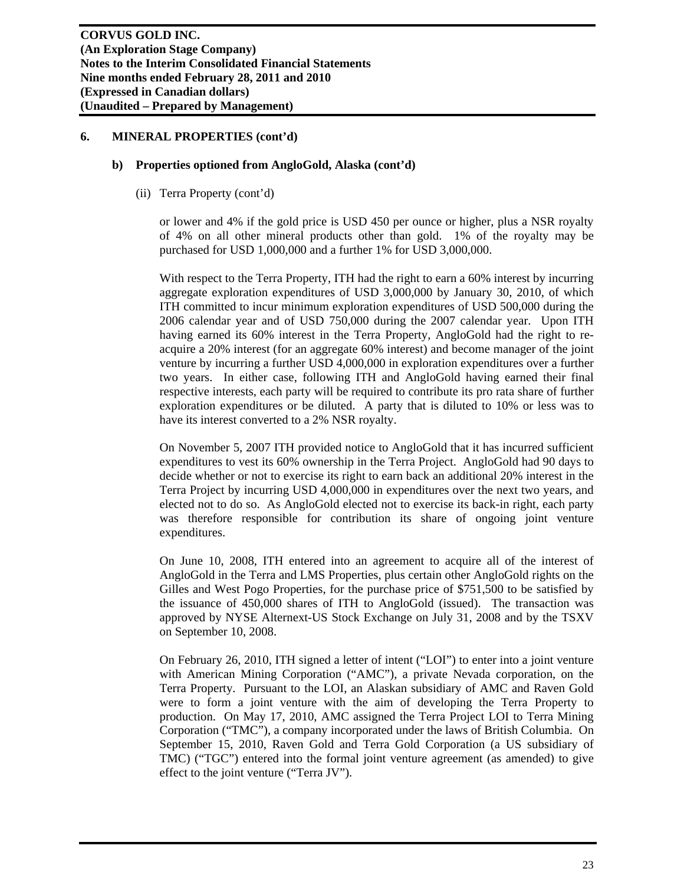## 6. MINERAL PROPERTIES (cont'd)

### b) Properties optioned from AngloGold, Alaska (cont'd)

(ii) Terra Property (cont'd)

or lower and 4% if the gold price is USD 450 per ounce or higher, plus a NSR royalty of 4% on all other mineral products other than gold. 1% of the royalty may be purchased for USD 1,000,000 and a further 1% for USD 3,000,000.

With respect to the Terra Property, ITH had the right to earn a 60% interest by incurring aggregate exploration expenditures of USD 3,000,000 by January 30, 2010, of which ITH committed to incur minimum exploration expenditures of USD 500,000 during the 2006 calendar year and of USD 750,000 during the 2007 calendar year. Upon ITH having earned its 60% interest in the Terra Property, AngloGold had the right to re-acquire a 20% interest (for an aggregate 60% interest) and become manager of the joint venture by incurring a further USD 4,000,000 in exploration expenditures over a further two years. In either case, following ITH and AngloGold having earned their final respective interests, each party will be required to contribute its pro rata share of further exploration expenditures or be diluted. A party that is diluted to 10% or less was to have its interest converted to a 2% NSR royalty.

On November 5, 2007 ITH provided notice to AngloGold that it has incurred sufficient expenditures to vest its 60% ownership in the Terra Project. AngloGold had 90 days to decide whether or not to exercise its right to earn back an additional 20% interest in the Terra Project by incurring USD 4,000,000 in expenditures over the next two years, and elected not to do so. As AngloGold elected not to exercise its back-in right, each party was therefore responsible for contribution its share of ongoing joint venture expenditures.

On June 10, 2008, ITH entered into an agreement to acquire all of the interest of AngloGold in the Terra and LMS Properties, plus certain other AngloGold rights on the Gilles and West Pogo Properties, for the purchase price of $751,500 to be satisfied by the issuance of 450,000 shares of ITH to AngloGold (issued). The transaction was approved by NYSE Alternext-US Stock Exchange on July 31, 2008 and by the TSXV on September 10, 2008.

On February 26, 2010, ITH signed a letter of intent ("LOI") to enter into a joint venture with American Mining Corporation ("AMC"), a private Nevada corporation, on the Terra Property. Pursuant to the LOI, an Alaskan subsidiary of AMC and Raven Gold were to form a joint venture with the aim of developing the Terra Property to production. On May 17, 2010, AMC assigned the Terra Project LOI to Terra Mining Corporation ("TMC"), a company incorporated under the laws of British Columbia. On September 15, 2010, Raven Gold and Terra Gold Corporation (a US subsidiary of TMC) ("TGC") entered into the formal joint venture agreement (as amended) to give effect to the joint venture ("Terra JV").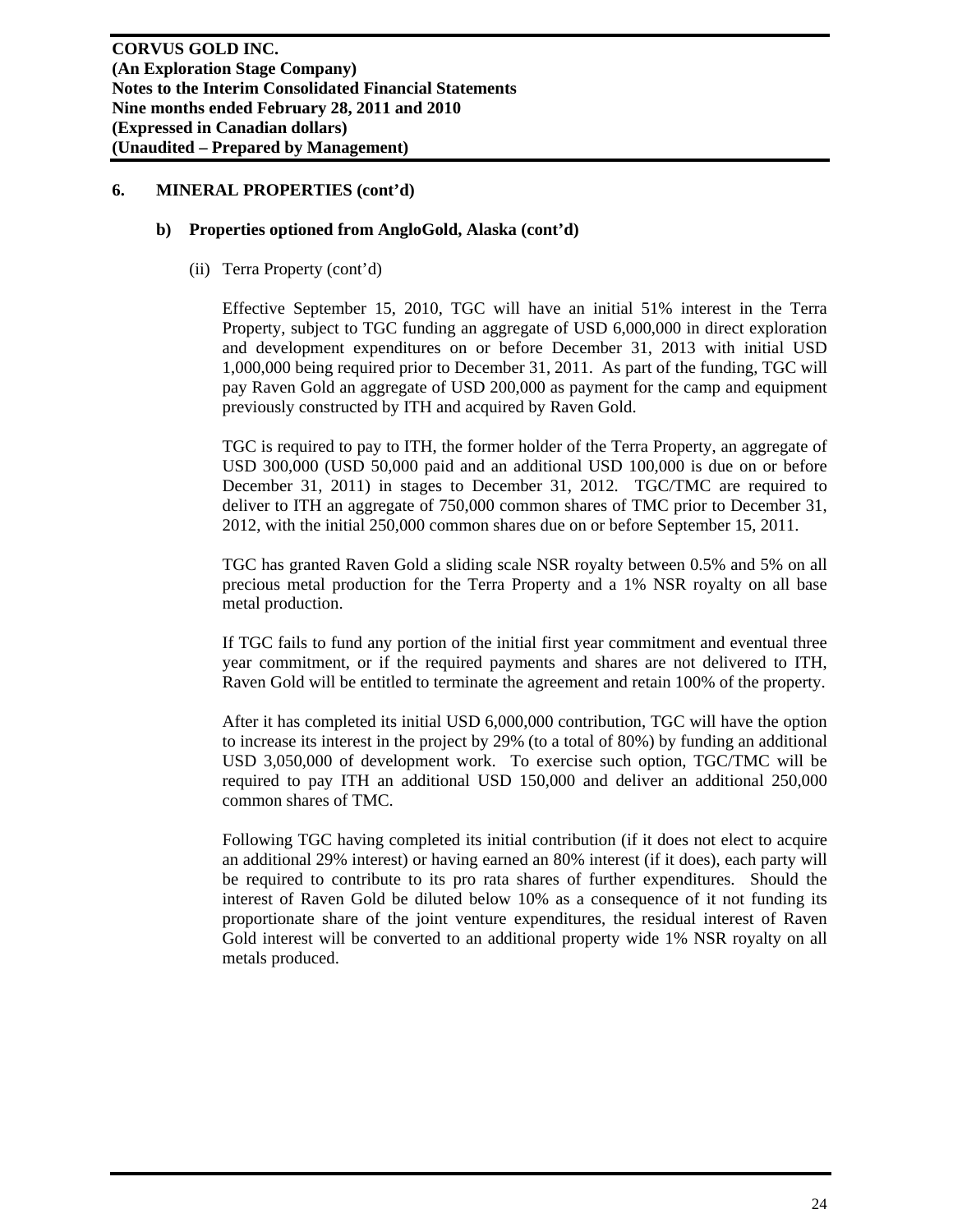## 6. MINERAL PROPERTIES (cont'd)

### b) Properties optioned from AngloGold, Alaska (cont'd)

(ii) Terra Property (cont'd)

Effective September 15, 2010, TGC will have an initial 51% interest in the Terra Property, subject to TGC funding an aggregate of USD 6,000,000 in direct exploration and development expenditures on or before December 31, 2013 with initial USD 1,000,000 being required prior to December 31, 2011. As part of the funding, TGC will pay Raven Gold an aggregate of USD 200,000 as payment for the camp and equipment previously constructed by ITH and acquired by Raven Gold.

TGC is required to pay to ITH, the former holder of the Terra Property, an aggregate of USD 300,000 (USD 50,000 paid and an additional USD 100,000 is due on or before December 31, 2011) in stages to December 31, 2012. TGC/TMC are required to deliver to ITH an aggregate of 750,000 common shares of TMC prior to December 31, 2012, with the initial 250,000 common shares due on or before September 15, 2011.

TGC has granted Raven Gold a sliding scale NSR royalty between 0.5% and 5% on all precious metal production for the Terra Property and a 1% NSR royalty on all base metal production.

If TGC fails to fund any portion of the initial first year commitment and eventual three year commitment, or if the required payments and shares are not delivered to ITH, Raven Gold will be entitled to terminate the agreement and retain 100% of the property.

After it has completed its initial USD 6,000,000 contribution, TGC will have the option to increase its interest in the project by 29% (to a total of 80%) by funding an additional USD 3,050,000 of development work. To exercise such option, TGC/TMC will be required to pay ITH an additional USD 150,000 and deliver an additional 250,000 common shares of TMC.

Following TGC having completed its initial contribution (if it does not elect to acquire an additional 29% interest) or having earned an 80% interest (if it does), each party will be required to contribute to its pro rata shares of further expenditures. Should the interest of Raven Gold be diluted below 10% as a consequence of it not funding its proportionate share of the joint venture expenditures, the residual interest of Raven Gold interest will be converted to an additional property wide 1% NSR royalty on all metals produced.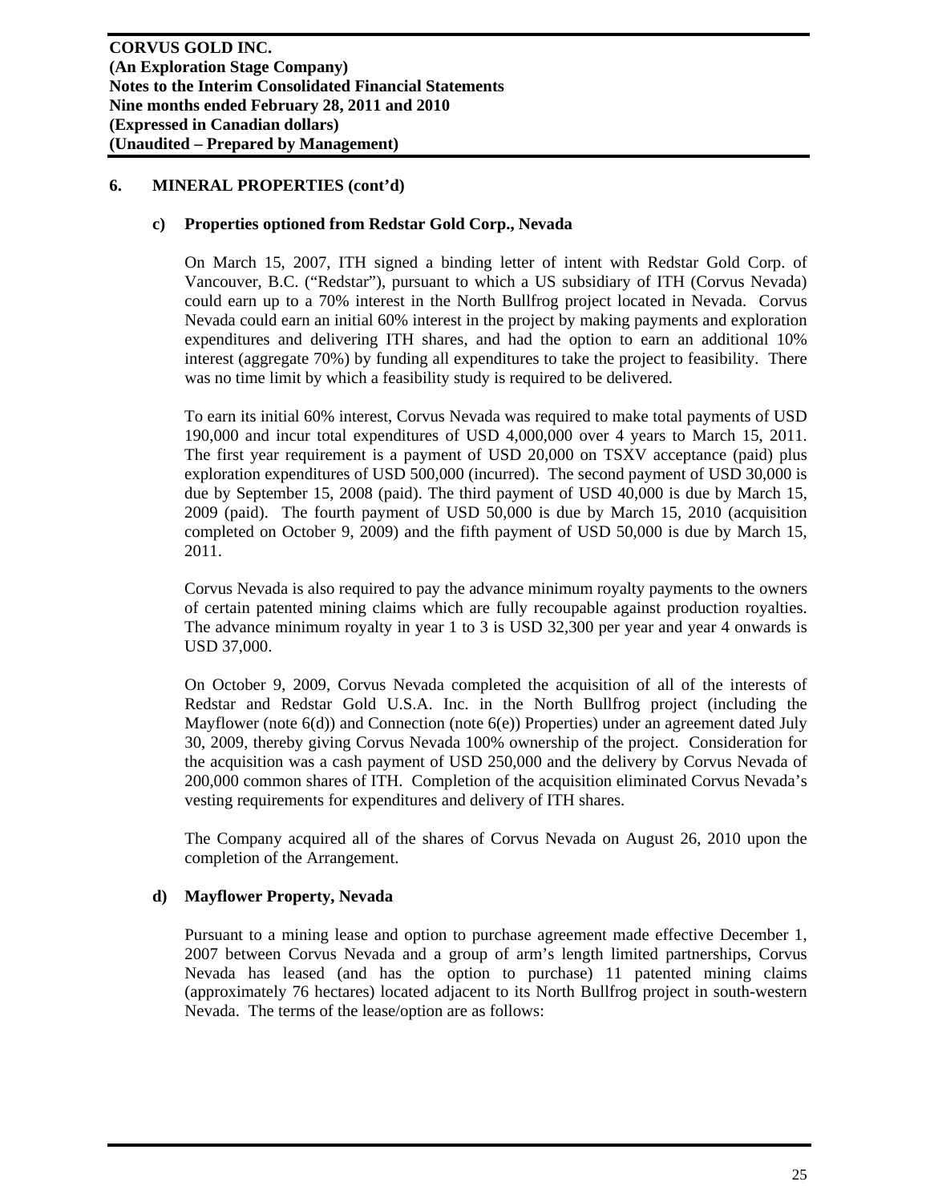## 6. MINERAL PROPERTIES (cont'd)

### c) Properties optioned from Redstar Gold Corp., Nevada

On March 15, 2007, ITH signed a binding letter of intent with Redstar Gold Corp. of Vancouver, B.C. ("Redstar"), pursuant to which a US subsidiary of ITH (Corvus Nevada) could earn up to a 70% interest in the North Bullfrog project located in Nevada. Corvus Nevada could earn an initial 60% interest in the project by making payments and exploration expenditures and delivering ITH shares, and had the option to earn an additional 10% interest (aggregate 70%) by funding all expenditures to take the project to feasibility. There was no time limit by which a feasibility study is required to be delivered.

To earn its initial 60% interest, Corvus Nevada was required to make total payments of USD 190,000 and incur total expenditures of USD 4,000,000 over 4 years to March 15, 2011. The first year requirement is a payment of USD 20,000 on TSXV acceptance (paid) plus exploration expenditures of USD 500,000 (incurred). The second payment of USD 30,000 is due by September 15, 2008 (paid). The third payment of USD 40,000 is due by March 15, 2009 (paid). The fourth payment of USD 50,000 is due by March 15, 2010 (acquisition completed on October 9, 2009) and the fifth payment of USD 50,000 is due by March 15, 2011.

Corvus Nevada is also required to pay the advance minimum royalty payments to the owners of certain patented mining claims which are fully recoupable against production royalties. The advance minimum royalty in year 1 to 3 is USD 32,300 per year and year 4 onwards is USD 37,000.

On October 9, 2009, Corvus Nevada completed the acquisition of all of the interests of Redstar and Redstar Gold U.S.A. Inc. in the North Bullfrog project (including the Mayflower (note 6(d)) and Connection (note 6(e)) Properties) under an agreement dated July 30, 2009, thereby giving Corvus Nevada 100% ownership of the project. Consideration for the acquisition was a cash payment of USD 250,000 and the delivery by Corvus Nevada of 200,000 common shares of ITH. Completion of the acquisition eliminated Corvus Nevada's vesting requirements for expenditures and delivery of ITH shares.

The Company acquired all of the shares of Corvus Nevada on August 26, 2010 upon the completion of the Arrangement.

### d) Mayflower Property, Nevada

Pursuant to a mining lease and option to purchase agreement made effective December 1, 2007 between Corvus Nevada and a group of arm's length limited partnerships, Corvus Nevada has leased (and has the option to purchase) 11 patented mining claims (approximately 76 hectares) located adjacent to its North Bullfrog project in south-western Nevada. The terms of the lease/option are as follows: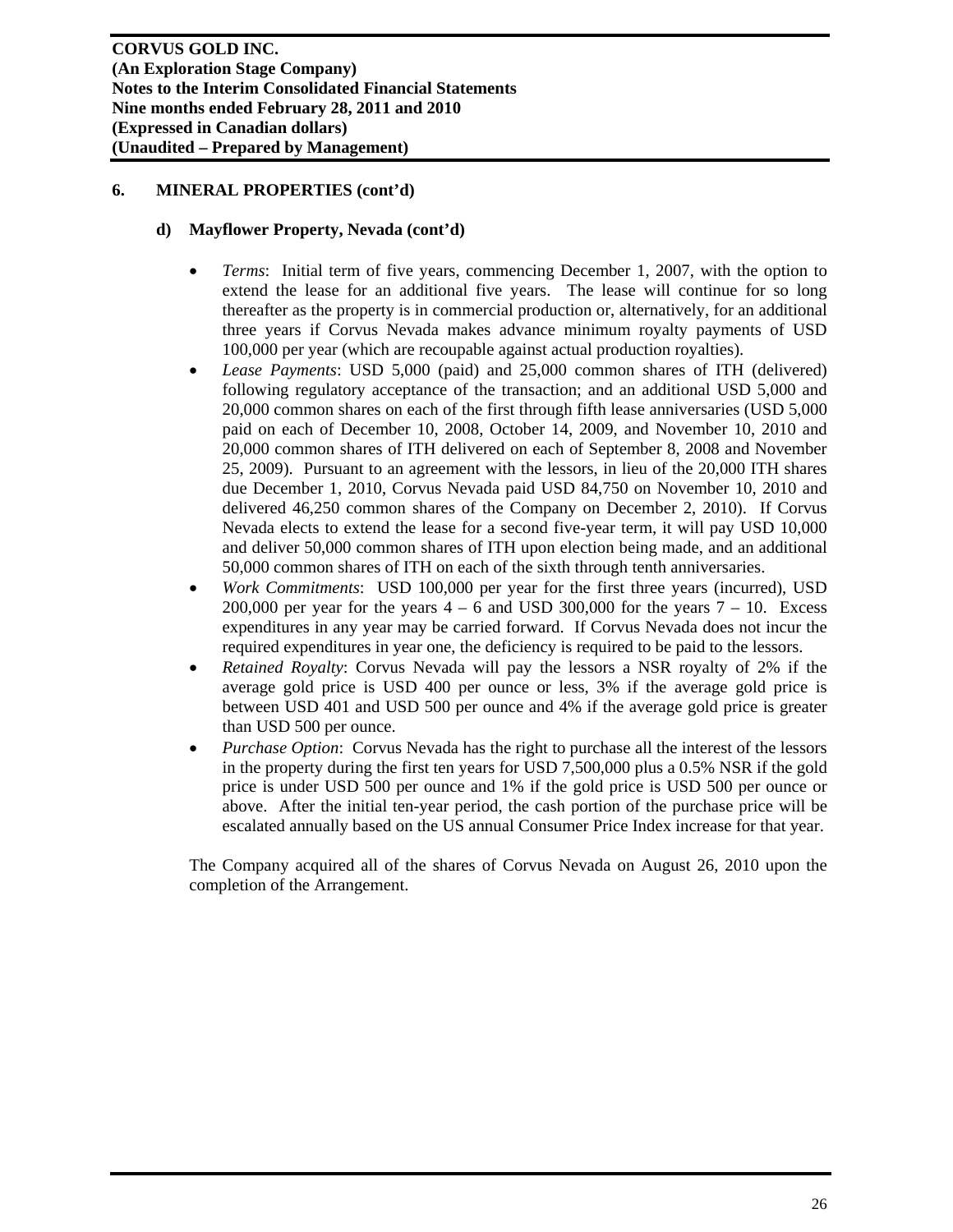## 6. MINERAL PROPERTIES (cont'd)

### d) Mayflower Property, Nevada (cont'd)

- *Terms*: Initial term of five years, commencing December 1, 2007, with the option to extend the lease for an additional five years. The lease will continue for so long thereafter as the property is in commercial production or, alternatively, for an additional three years if Corvus Nevada makes advance minimum royalty payments of USD 100,000 per year (which are recoupable against actual production royalties).
- *Lease Payments*: USD 5,000 (paid) and 25,000 common shares of ITH (delivered) following regulatory acceptance of the transaction; and an additional USD 5,000 and 20,000 common shares on each of the first through fifth lease anniversaries (USD 5,000 paid on each of December 10, 2008, October 14, 2009, and November 10, 2010 and 20,000 common shares of ITH delivered on each of September 8, 2008 and November 25, 2009). Pursuant to an agreement with the lessors, in lieu of the 20,000 ITH shares due December 1, 2010, Corvus Nevada paid USD 84,750 on November 10, 2010 and delivered 46,250 common shares of the Company on December 2, 2010). If Corvus Nevada elects to extend the lease for a second five-year term, it will pay USD 10,000 and deliver 50,000 common shares of ITH upon election being made, and an additional 50,000 common shares of ITH on each of the sixth through tenth anniversaries.
- *Work Commitments*: USD 100,000 per year for the first three years (incurred), USD 200,000 per year for the years 4 – 6 and USD 300,000 for the years 7 – 10. Excess expenditures in any year may be carried forward. If Corvus Nevada does not incur the required expenditures in year one, the deficiency is required to be paid to the lessors.
- *Retained Royalty*: Corvus Nevada will pay the lessors a NSR royalty of 2% if the average gold price is USD 400 per ounce or less, 3% if the average gold price is between USD 401 and USD 500 per ounce and 4% if the average gold price is greater than USD 500 per ounce.
- *Purchase Option*: Corvus Nevada has the right to purchase all the interest of the lessors in the property during the first ten years for USD 7,500,000 plus a 0.5% NSR if the gold price is under USD 500 per ounce and 1% if the gold price is USD 500 per ounce or above. After the initial ten-year period, the cash portion of the purchase price will be escalated annually based on the US annual Consumer Price Index increase for that year.

The Company acquired all of the shares of Corvus Nevada on August 26, 2010 upon the completion of the Arrangement.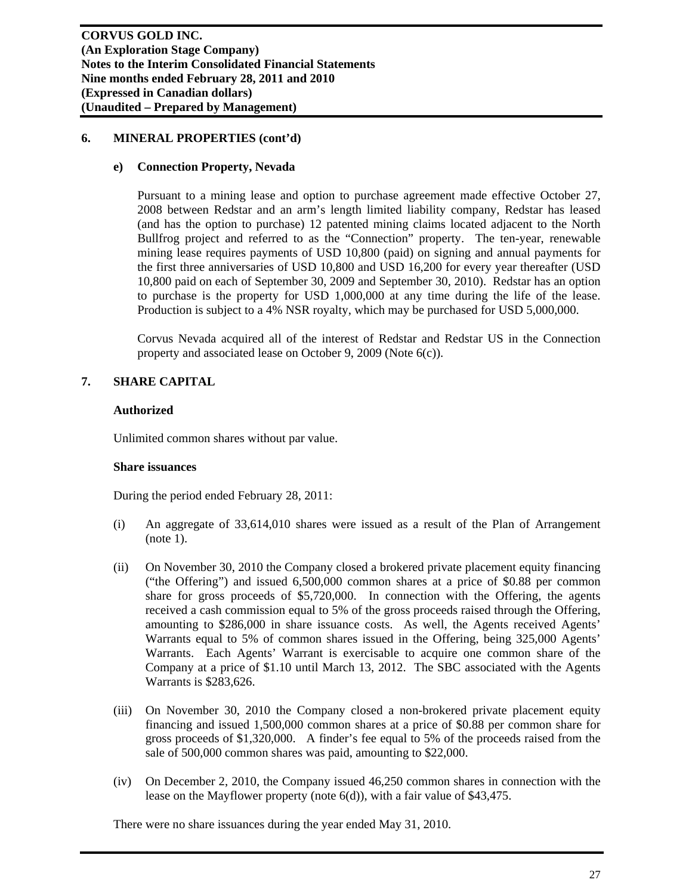## 6. MINERAL PROPERTIES (cont'd)

### e) Connection Property, Nevada

Pursuant to a mining lease and option to purchase agreement made effective October 27, 2008 between Redstar and an arm's length limited liability company, Redstar has leased (and has the option to purchase) 12 patented mining claims located adjacent to the North Bullfrog project and referred to as the "Connection" property. The ten-year, renewable mining lease requires payments of USD 10,800 (paid) on signing and annual payments for the first three anniversaries of USD 10,800 and USD 16,200 for every year thereafter (USD 10,800 paid on each of September 30, 2009 and September 30, 2010). Redstar has an option to purchase is the property for USD 1,000,000 at any time during the life of the lease. Production is subject to a 4% NSR royalty, which may be purchased for USD 5,000,000.

Corvus Nevada acquired all of the interest of Redstar and Redstar US in the Connection property and associated lease on October 9, 2009 (Note 6(c)).

## 7. SHARE CAPITAL

**Authorized**

Unlimited common shares without par value.

**Share issuances**

During the period ended February 28, 2011:

(i) An aggregate of 33,614,010 shares were issued as a result of the Plan of Arrangement (note 1).

(ii) On November 30, 2010 the Company closed a brokered private placement equity financing ("the Offering") and issued 6,500,000 common shares at a price of $0.88 per common share for gross proceeds of $5,720,000. In connection with the Offering, the agents received a cash commission equal to 5% of the gross proceeds raised through the Offering, amounting to $286,000 in share issuance costs. As well, the Agents received Agents' Warrants equal to 5% of common shares issued in the Offering, being 325,000 Agents' Warrants. Each Agents' Warrant is exercisable to acquire one common share of the Company at a price of $1.10 until March 13, 2012. The SBC associated with the Agents Warrants is $283,626.

(iii) On November 30, 2010 the Company closed a non-brokered private placement equity financing and issued 1,500,000 common shares at a price of $0.88 per common share for gross proceeds of $1,320,000. A finder's fee equal to 5% of the proceeds raised from the sale of 500,000 common shares was paid, amounting to $22,000.

(iv) On December 2, 2010, the Company issued 46,250 common shares in connection with the lease on the Mayflower property (note 6(d)), with a fair value of $43,475.

There were no share issuances during the year ended May 31, 2010.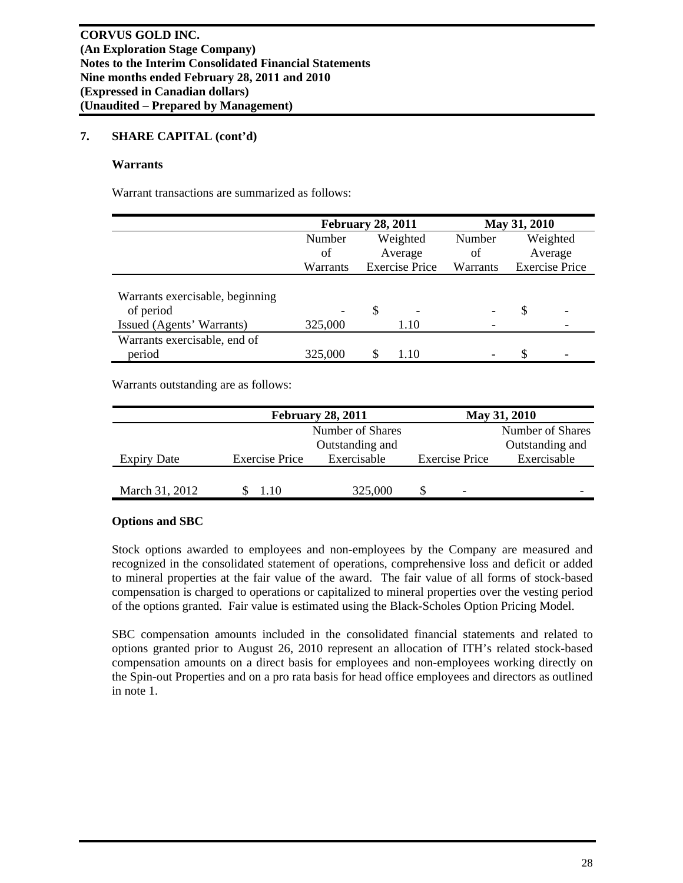## 7. SHARE CAPITAL (cont'd)

### Warrants

Warrant transactions are summarized as follows:

| | February 28, 2011 | | May 31, 2010 | |
|---|---|---|---|---|
| | Number of Warrants | Weighted Average Exercise Price | Number of Warrants | Weighted Average Exercise Price |
| Warrants exercisable, beginning of period | - | $ - | - | $ - |
| Issued (Agents' Warrants) | 325,000 | 1.10 | - | - |
| Warrants exercisable, end of period | 325,000 | $ 1.10 | - | $ - |

Warrants outstanding are as follows:

| | February 28, 2011 | | May 31, 2010 | |
|---|---|---|---|---|
| Expiry Date | Exercise Price | Number of Shares Outstanding and Exercisable | Exercise Price | Number of Shares Outstanding and Exercisable |
| March 31, 2012 | $ 1.10 | 325,000 | $ - | - |

### Options and SBC

Stock options awarded to employees and non-employees by the Company are measured and recognized in the consolidated statement of operations, comprehensive loss and deficit or added to mineral properties at the fair value of the award. The fair value of all forms of stock-based compensation is charged to operations or capitalized to mineral properties over the vesting period of the options granted. Fair value is estimated using the Black-Scholes Option Pricing Model.

SBC compensation amounts included in the consolidated financial statements and related to options granted prior to August 26, 2010 represent an allocation of ITH's related stock-based compensation amounts on a direct basis for employees and non-employees working directly on the Spin-out Properties and on a pro rata basis for head office employees and directors as outlined in note 1.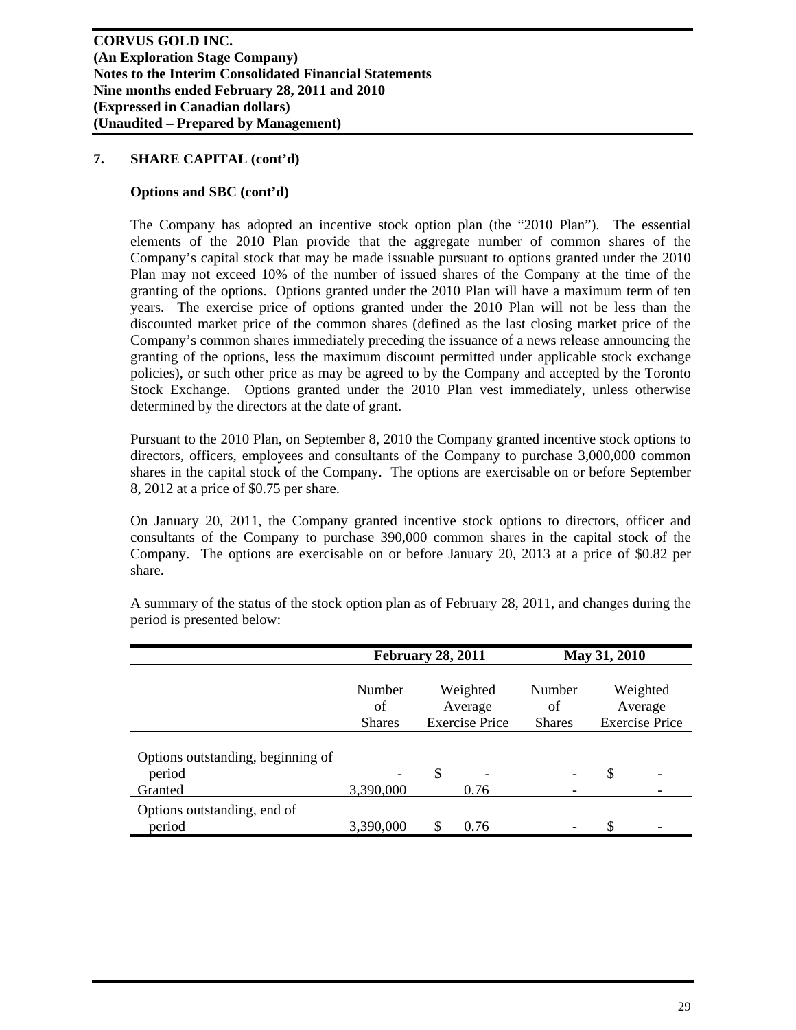## 7. SHARE CAPITAL (cont'd)

### Options and SBC (cont'd)

The Company has adopted an incentive stock option plan (the "2010 Plan"). The essential elements of the 2010 Plan provide that the aggregate number of common shares of the Company's capital stock that may be made issuable pursuant to options granted under the 2010 Plan may not exceed 10% of the number of issued shares of the Company at the time of the granting of the options. Options granted under the 2010 Plan will have a maximum term of ten years. The exercise price of options granted under the 2010 Plan will not be less than the discounted market price of the common shares (defined as the last closing market price of the Company's common shares immediately preceding the issuance of a news release announcing the granting of the options, less the maximum discount permitted under applicable stock exchange policies), or such other price as may be agreed to by the Company and accepted by the Toronto Stock Exchange. Options granted under the 2010 Plan vest immediately, unless otherwise determined by the directors at the date of grant.

Pursuant to the 2010 Plan, on September 8, 2010 the Company granted incentive stock options to directors, officers, employees and consultants of the Company to purchase 3,000,000 common shares in the capital stock of the Company. The options are exercisable on or before September 8, 2012 at a price of $0.75 per share.

On January 20, 2011, the Company granted incentive stock options to directors, officer and consultants of the Company to purchase 390,000 common shares in the capital stock of the Company. The options are exercisable on or before January 20, 2013 at a price of $0.82 per share.

A summary of the status of the stock option plan as of February 28, 2011, and changes during the period is presented below:

| | February 28, 2011 | | May 31, 2010 | |
|---|---|---|---|---|
| | Number of Shares | Weighted Average Exercise Price | Number of Shares | Weighted Average Exercise Price |
| Options outstanding, beginning of period | - | $ - | - | $ - |
| Granted | 3,390,000 | 0.76 | - | - |
| Options outstanding, end of period | 3,390,000 | $ 0.76 | - | $ - |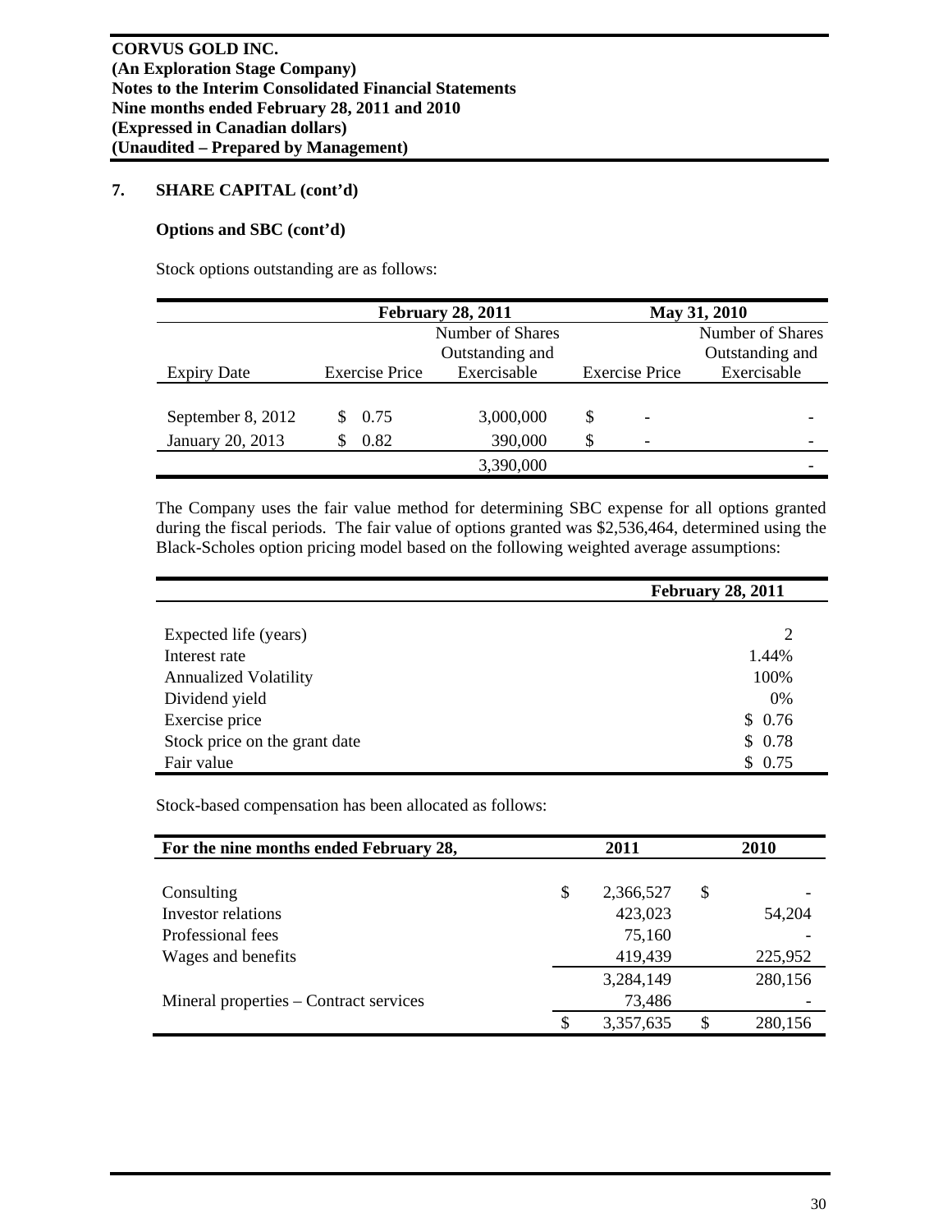**CORVUS GOLD INC.**
**(An Exploration Stage Company)**
**Notes to the Interim Consolidated Financial Statements**
**Nine months ended February 28, 2011 and 2010**
**(Expressed in Canadian dollars)**
**(Unaudited – Prepared by Management)**

## 7. SHARE CAPITAL (cont'd)

### Options and SBC (cont'd)

Stock options outstanding are as follows:

| | February 28, 2011 | | May 31, 2010 | |
|---|---|---|---|---|
| Expiry Date | Exercise Price | Number of Shares Outstanding and Exercisable | Exercise Price | Number of Shares Outstanding and Exercisable |
| September 8, 2012 | $ 0.75 | 3,000,000 | $ - | - |
| January 20, 2013 | $ 0.82 | 390,000 | $ - | - |
| | | 3,390,000 | | - |

The Company uses the fair value method for determining SBC expense for all options granted during the fiscal periods. The fair value of options granted was $2,536,464, determined using the Black-Scholes option pricing model based on the following weighted average assumptions:

| | February 28, 2011 |
|---|---|
| Expected life (years) | 2 |
| Interest rate | 1.44% |
| Annualized Volatility | 100% |
| Dividend yield | 0% |
| Exercise price | $ 0.76 |
| Stock price on the grant date | $ 0.78 |
| Fair value | $ 0.75 |

Stock-based compensation has been allocated as follows:

| For the nine months ended February 28, | 2011 | 2010 |
|---|---|---|
| Consulting | $ 2,366,527 | $ - |
| Investor relations | 423,023 | 54,204 |
| Professional fees | 75,160 | - |
| Wages and benefits | 419,439 | 225,952 |
| | 3,284,149 | 280,156 |
| Mineral properties – Contract services | 73,486 | - |
| | $ 3,357,635 | $ 280,156 |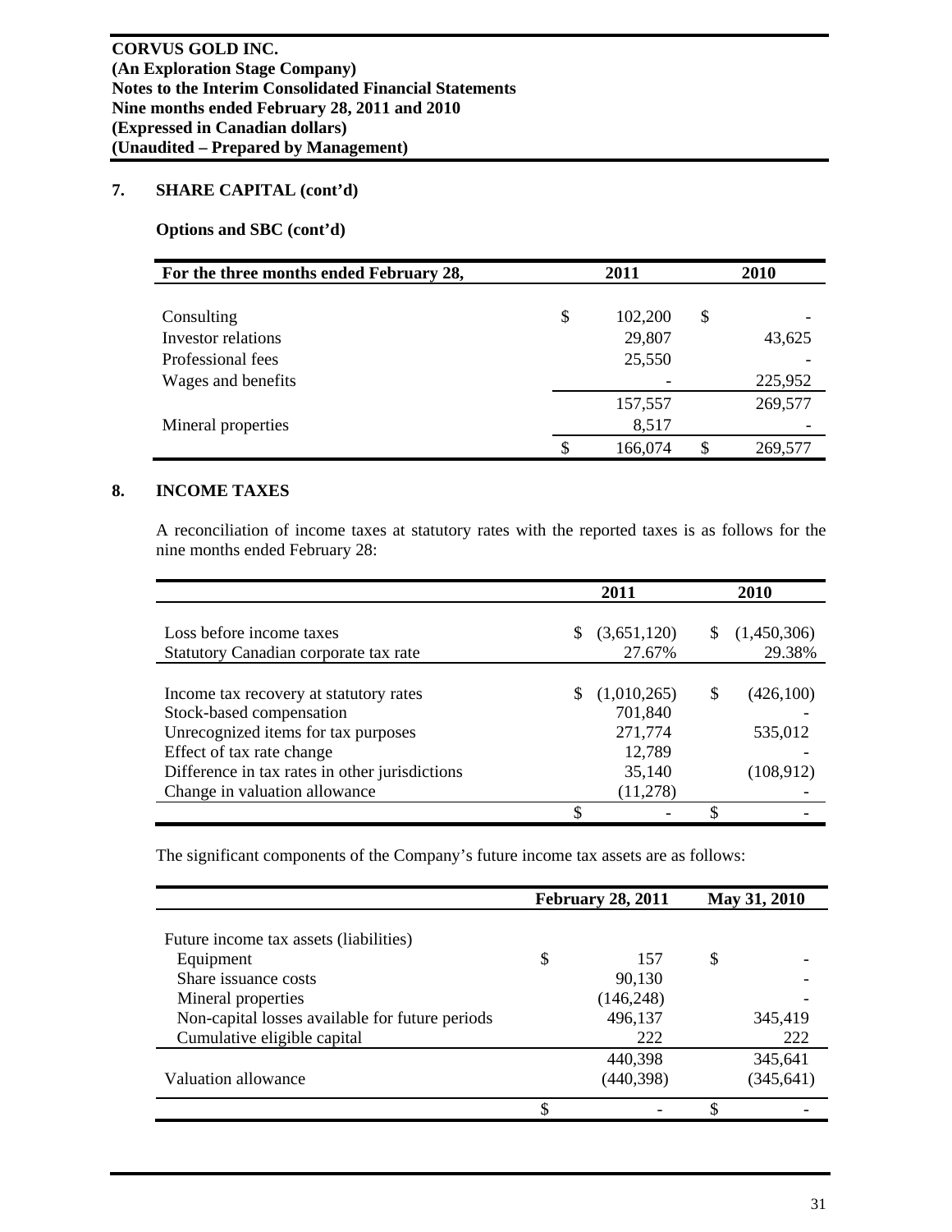## 7. SHARE CAPITAL (cont'd)

### Options and SBC (cont'd)

| For the three months ended February 28, | 2011 | 2010 |
|---|---|---|
| Consulting | $ 102,200 | $ - |
| Investor relations | 29,807 | 43,625 |
| Professional fees | 25,550 | - |
| Wages and benefits | - | 225,952 |
| | 157,557 | 269,577 |
| Mineral properties | 8,517 | - |
| | $ 166,074 | $ 269,577 |

## 8. INCOME TAXES

A reconciliation of income taxes at statutory rates with the reported taxes is as follows for the nine months ended February 28:

| | 2011 | 2010 |
|---|---|---|
| Loss before income taxes | $ (3,651,120) | $ (1,450,306) |
| Statutory Canadian corporate tax rate | 27.67% | 29.38% |
| Income tax recovery at statutory rates | $ (1,010,265) | $ (426,100) |
| Stock-based compensation | 701,840 | - |
| Unrecognized items for tax purposes | 271,774 | 535,012 |
| Effect of tax rate change | 12,789 | - |
| Difference in tax rates in other jurisdictions | 35,140 | (108,912) |
| Change in valuation allowance | (11,278) | - |
| | $ - | $ - |

The significant components of the Company's future income tax assets are as follows:

| | February 28, 2011 | May 31, 2010 |
|---|---|---|
| Future income tax assets (liabilities) | | |
| Equipment | $ 157 | $ - |
| Share issuance costs | 90,130 | - |
| Mineral properties | (146,248) | - |
| Non-capital losses available for future periods | 496,137 | 345,419 |
| Cumulative eligible capital | 222 | 222 |
| | 440,398 | 345,641 |
| Valuation allowance | (440,398) | (345,641) |
| | $ - | $ - |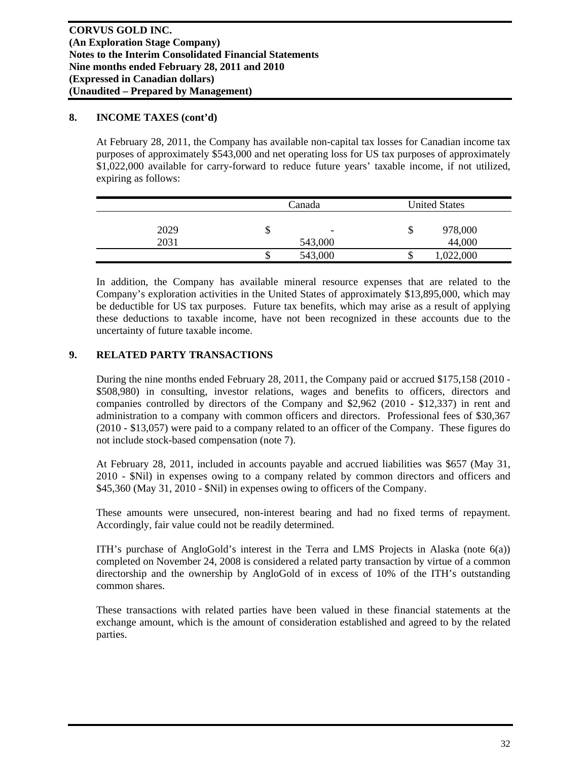## 8. INCOME TAXES (cont'd)

At February 28, 2011, the Company has available non-capital tax losses for Canadian income tax purposes of approximately $543,000 and net operating loss for US tax purposes of approximately $1,022,000 available for carry-forward to reduce future years' taxable income, if not utilized, expiring as follows:

| | Canada | United States |
|---|---|---|
| 2029 | $ - | $ 978,000 |
| 2031 | 543,000 | 44,000 |
| | $ 543,000 | $ 1,022,000 |

In addition, the Company has available mineral resource expenses that are related to the Company's exploration activities in the United States of approximately $13,895,000, which may be deductible for US tax purposes. Future tax benefits, which may arise as a result of applying these deductions to taxable income, have not been recognized in these accounts due to the uncertainty of future taxable income.

## 9. RELATED PARTY TRANSACTIONS

During the nine months ended February 28, 2011, the Company paid or accrued $175,158 (2010 - $508,980) in consulting, investor relations, wages and benefits to officers, directors and companies controlled by directors of the Company and $2,962 (2010 - $12,337) in rent and administration to a company with common officers and directors. Professional fees of $30,367 (2010 - $13,057) were paid to a company related to an officer of the Company. These figures do not include stock-based compensation (note 7).

At February 28, 2011, included in accounts payable and accrued liabilities was $657 (May 31, 2010 - $Nil) in expenses owing to a company related by common directors and officers and $45,360 (May 31, 2010 - $Nil) in expenses owing to officers of the Company.

These amounts were unsecured, non-interest bearing and had no fixed terms of repayment. Accordingly, fair value could not be readily determined.

ITH's purchase of AngloGold's interest in the Terra and LMS Projects in Alaska (note 6(a)) completed on November 24, 2008 is considered a related party transaction by virtue of a common directorship and the ownership by AngloGold of in excess of 10% of the ITH's outstanding common shares.

These transactions with related parties have been valued in these financial statements at the exchange amount, which is the amount of consideration established and agreed to by the related parties.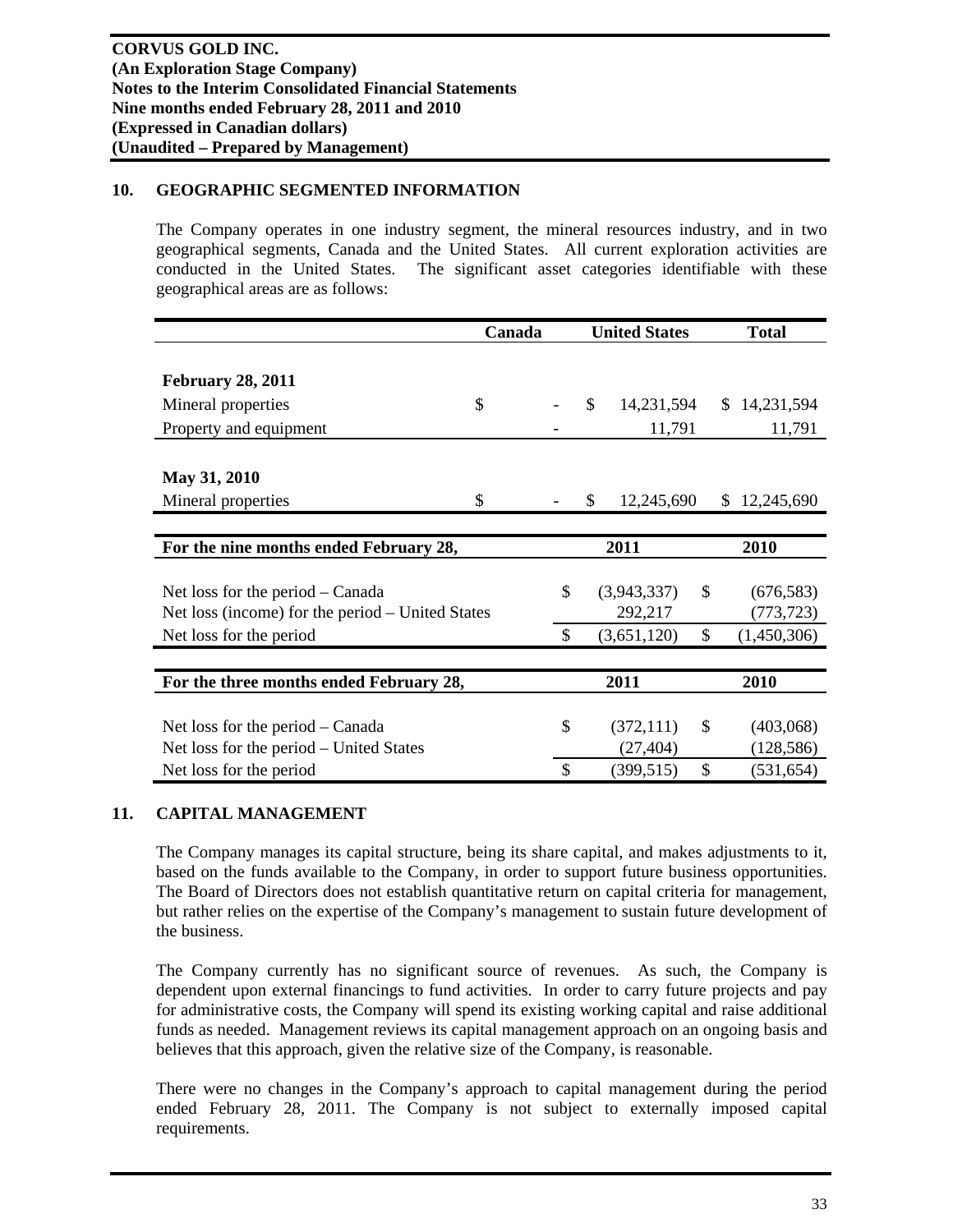## 10. GEOGRAPHIC SEGMENTED INFORMATION

The Company operates in one industry segment, the mineral resources industry, and in two geographical segments, Canada and the United States. All current exploration activities are conducted in the United States. The significant asset categories identifiable with these geographical areas are as follows:

| | Canada | United States | Total |
|---|---|---|---|
| **February 28, 2011** | | | |
| Mineral properties | $ - | $ 14,231,594 | $ 14,231,594 |
| Property and equipment | - | 11,791 | 11,791 |
| **May 31, 2010** | | | |
| Mineral properties | $ - | $ 12,245,690 | $ 12,245,690 |

| For the nine months ended February 28, | 2011 | 2010 |
|---|---|---|
| Net loss for the period – Canada | $ (3,943,337) | $ (676,583) |
| Net loss (income) for the period – United States | 292,217 | (773,723) |
| Net loss for the period | $ (3,651,120) | $ (1,450,306) |

| For the three months ended February 28, | 2011 | 2010 |
|---|---|---|
| Net loss for the period – Canada | $ (372,111) | $ (403,068) |
| Net loss for the period – United States | (27,404) | (128,586) |
| Net loss for the period | $ (399,515) | $ (531,654) |

## 11. CAPITAL MANAGEMENT

The Company manages its capital structure, being its share capital, and makes adjustments to it, based on the funds available to the Company, in order to support future business opportunities. The Board of Directors does not establish quantitative return on capital criteria for management, but rather relies on the expertise of the Company's management to sustain future development of the business.

The Company currently has no significant source of revenues. As such, the Company is dependent upon external financings to fund activities. In order to carry future projects and pay for administrative costs, the Company will spend its existing working capital and raise additional funds as needed. Management reviews its capital management approach on an ongoing basis and believes that this approach, given the relative size of the Company, is reasonable.

There were no changes in the Company's approach to capital management during the period ended February 28, 2011. The Company is not subject to externally imposed capital requirements.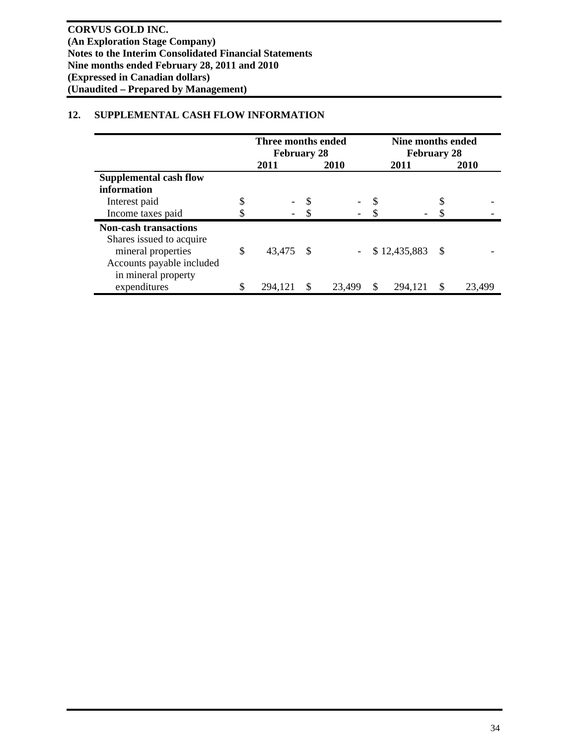**CORVUS GOLD INC.**
**(An Exploration Stage Company)**
**Notes to the Interim Consolidated Financial Statements**
**Nine months ended February 28, 2011 and 2010**
**(Expressed in Canadian dollars)**
**(Unaudited – Prepared by Management)**

## 12. SUPPLEMENTAL CASH FLOW INFORMATION

| | Three months ended February 28 | | Nine months ended February 28 | |
|---|---|---|---|---|
| | 2011 | 2010 | 2011 | 2010 |
| **Supplemental cash flow information** | | | | |
| Interest paid | $ - | $ - | $ | $ - |
| Income taxes paid | $ - | $ - | $ - | $ - |
| **Non-cash transactions** | | | | |
| Shares issued to acquire mineral properties | $ 43,475 | $ - | $ 12,435,883 | $ - |
| Accounts payable included in mineral property expenditures | $ 294,121 | $ 23,499 | $ 294,121 | $ 23,499 |